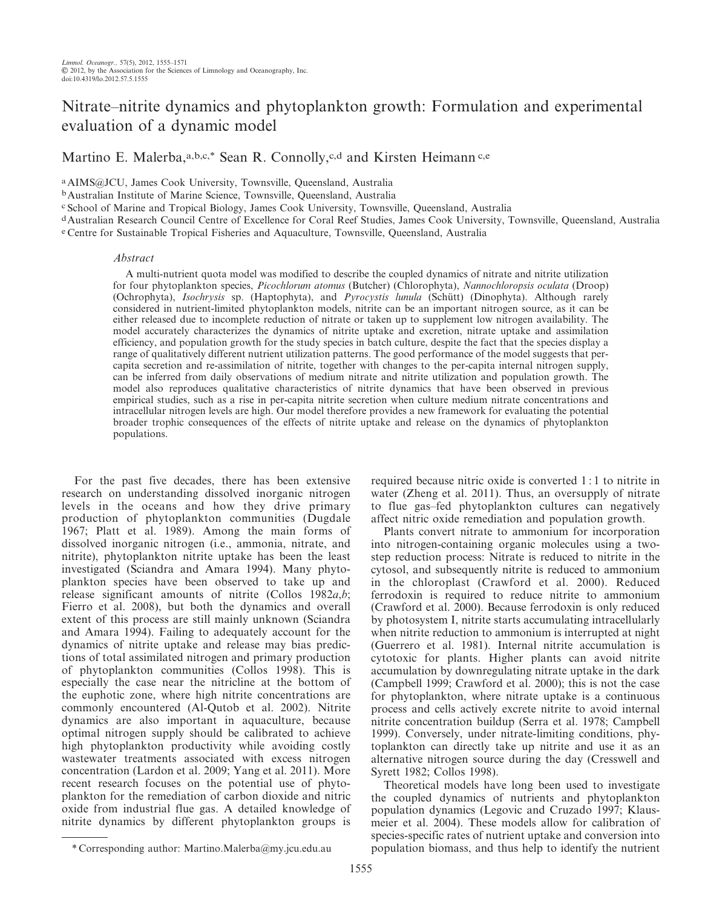# Nitrate–nitrite dynamics and phytoplankton growth: Formulation and experimental evaluation of a dynamic model

Martino E. Malerba,[a,b,c,*] Sean R. Connolly,[c,d] and Kirsten Heimann[c,e]

[a] AIMS@JCU, James Cook University, Townsville, Queensland, Australia
[b] Australian Institute of Marine Science, Townsville, Queensland, Australia
[c] School of Marine and Tropical Biology, James Cook University, Townsville, Queensland, Australia
[d] Australian Research Council Centre of Excellence for Coral Reef Studies, James Cook University, Townsville, Queensland, Australia
[e] Centre for Sustainable Tropical Fisheries and Aquaculture, Townsville, Queensland, Australia

## Abstract

A multi-nutrient quota model was modified to describe the coupled dynamics of nitrate and nitrite utilization for four phytoplankton species, *Picochlorum atomus* (Butcher) (Chlorophyta), *Nannochloropsis oculata* (Droop) (Ochrophyta), *Isochrysis* sp. (Haptophyta), and *Pyrocystis lunula* (Schütt) (Dinophyta). Although rarely considered in nutrient-limited phytoplankton models, nitrite can be an important nitrogen source, as it can be either released due to incomplete reduction of nitrate or taken up to supplement low nitrogen availability. The model accurately characterizes the dynamics of nitrite uptake and excretion, nitrate uptake and assimilation efficiency, and population growth for the study species in batch culture, despite the fact that the species display a range of qualitatively different nutrient utilization patterns. The good performance of the model suggests that per-capita secretion and re-assimilation of nitrite, together with changes to the per-capita internal nitrogen supply, can be inferred from daily observations of medium nitrate and nitrite utilization and population growth. The model also reproduces qualitative characteristics of nitrite dynamics that have been observed in previous empirical studies, such as a rise in per-capita nitrite secretion when culture medium nitrate concentrations and intracellular nitrogen levels are high. Our model therefore provides a new framework for evaluating the potential broader trophic consequences of the effects of nitrite uptake and release on the dynamics of phytoplankton populations.

For the past five decades, there has been extensive research on understanding dissolved inorganic nitrogen levels in the oceans and how they drive primary production of phytoplankton communities (Dugdale 1967; Platt et al. 1989). Among the main forms of dissolved inorganic nitrogen (i.e., ammonia, nitrate, and nitrite), phytoplankton nitrite uptake has been the least investigated (Sciandra and Amara 1994). Many phytoplankton species have been observed to take up and release significant amounts of nitrite (Collos 1982*a*,*b*; Fierro et al. 2008), but both the dynamics and overall extent of this process are still mainly unknown (Sciandra and Amara 1994). Failing to adequately account for the dynamics of nitrite uptake and release may bias predictions of total assimilated nitrogen and primary production of phytoplankton communities (Collos 1998). This is especially the case near the nitricline at the bottom of the euphotic zone, where high nitrite concentrations are commonly encountered (Al-Qutob et al. 2002). Nitrite dynamics are also important in aquaculture, because optimal nitrogen supply should be calibrated to achieve high phytoplankton productivity while avoiding costly wastewater treatments associated with excess nitrogen concentration (Lardon et al. 2009; Yang et al. 2011). More recent research focuses on the potential use of phytoplankton for the remediation of carbon dioxide and nitric oxide from industrial flue gas. A detailed knowledge of nitrite dynamics by different phytoplankton groups is required because nitric oxide is converted 1 : 1 to nitrite in water (Zheng et al. 2011). Thus, an oversupply of nitrate to flue gas–fed phytoplankton cultures can negatively affect nitric oxide remediation and population growth.

Plants convert nitrate to ammonium for incorporation into nitrogen-containing organic molecules using a two-step reduction process: Nitrate is reduced to nitrite in the cytosol, and subsequently nitrite is reduced to ammonium in the chloroplast (Crawford et al. 2000). Reduced ferrodoxin is required to reduce nitrite to ammonium (Crawford et al. 2000). Because ferrodoxin is only reduced by photosystem I, nitrite starts accumulating intracellularly when nitrite reduction to ammonium is interrupted at night (Guerrero et al. 1981). Internal nitrite accumulation is cytotoxic for plants. Higher plants can avoid nitrite accumulation by downregulating nitrate uptake in the dark (Campbell 1999; Crawford et al. 2000); this is not the case for phytoplankton, where nitrate uptake is a continuous process and cells actively excrete nitrite to avoid internal nitrite concentration buildup (Serra et al. 1978; Campbell 1999). Conversely, under nitrate-limiting conditions, phytoplankton can directly take up nitrite and use it as an alternative nitrogen source during the day (Cresswell and Syrett 1982; Collos 1998).

Theoretical models have long been used to investigate the coupled dynamics of nutrients and phytoplankton population dynamics (Legovic and Cruzado 1997; Klausmeier et al. 2004). These models allow for calibration of species-specific rates of nutrient uptake and conversion into population biomass, and thus help to identify the nutrient

\* Corresponding author: Martino.Malerba@my.jcu.edu.au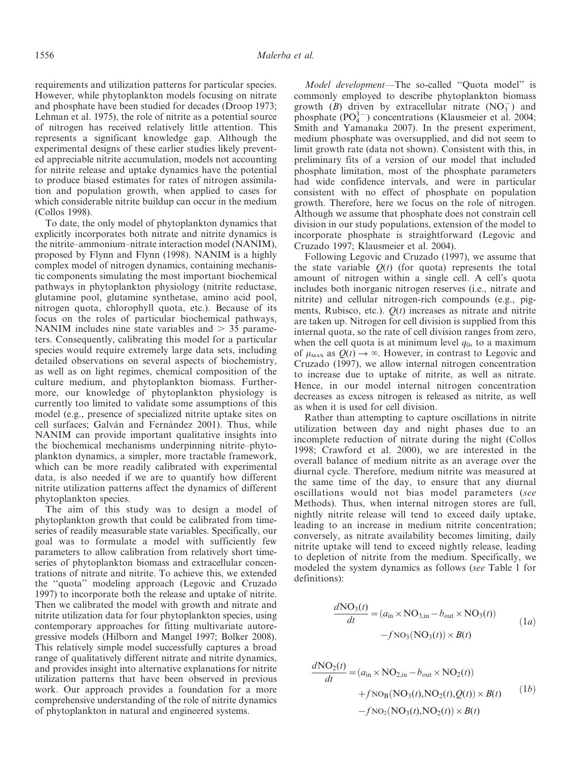requirements and utilization patterns for particular species. However, while phytoplankton models focusing on nitrate and phosphate have been studied for decades (Droop 1973; Lehman et al. 1975), the role of nitrite as a potential source of nitrogen has received relatively little attention. This represents a significant knowledge gap. Although the experimental designs of these earlier studies likely prevented appreciable nitrite accumulation, models not accounting for nitrite release and uptake dynamics have the potential to produce biased estimates for rates of nitrogen assimilation and population growth, when applied to cases for which considerable nitrite buildup can occur in the medium (Collos 1998).

To date, the only model of phytoplankton dynamics that explicitly incorporates both nitrate and nitrite dynamics is the nitrite–ammonium–nitrate interaction model (NANIM), proposed by Flynn and Flynn (1998). NANIM is a highly complex model of nitrogen dynamics, containing mechanistic components simulating the most important biochemical pathways in phytoplankton physiology (nitrite reductase, glutamine pool, glutamine synthetase, amino acid pool, nitrogen quota, chlorophyll quota, etc.). Because of its focus on the roles of particular biochemical pathways, NANIM includes nine state variables and $> 35$ parameters. Consequently, calibrating this model for a particular species would require extremely large data sets, including detailed observations on several aspects of biochemistry, as well as on light regimes, chemical composition of the culture medium, and phytoplankton biomass. Furthermore, our knowledge of phytoplankton physiology is currently too limited to validate some assumptions of this model (e.g., presence of specialized nitrite uptake sites on cell surfaces; Galván and Fernández 2001). Thus, while NANIM can provide important qualitative insights into the biochemical mechanisms underpinning nitrite–phytoplankton dynamics, a simpler, more tractable framework, which can be more readily calibrated with experimental data, is also needed if we are to quantify how different nitrite utilization patterns affect the dynamics of different phytoplankton species.

The aim of this study was to design a model of phytoplankton growth that could be calibrated from time-series of readily measurable state variables. Specifically, our goal was to formulate a model with sufficiently few parameters to allow calibration from relatively short time-series of phytoplankton biomass and extracellular concentrations of nitrate and nitrite. To achieve this, we extended the "quota" modeling approach (Legovic and Cruzado 1997) to incorporate both the release and uptake of nitrite. Then we calibrated the model with growth and nitrate and nitrite utilization data for four phytoplankton species, using contemporary approaches for fitting multivariate autoregressive models (Hilborn and Mangel 1997; Bolker 2008). This relatively simple model successfully captures a broad range of qualitatively different nitrate and nitrite dynamics, and provides insight into alternative explanations for nitrite utilization patterns that have been observed in previous work. Our approach provides a foundation for a more comprehensive understanding of the role of nitrite dynamics of phytoplankton in natural and engineered systems.

*Model development*—The so-called "Quota model" is commonly employed to describe phytoplankton biomass growth ($B$) driven by extracellular nitrate ($NO_3^-$) and phosphate ($PO_4^{3-}$) concentrations (Klausmeier et al. 2004; Smith and Yamanaka 2007). In the present experiment, medium phosphate was oversupplied, and did not seem to limit growth rate (data not shown). Consistent with this, in preliminary fits of a version of our model that included phosphate limitation, most of the phosphate parameters had wide confidence intervals, and were in particular consistent with no effect of phosphate on population growth. Therefore, here we focus on the role of nitrogen. Although we assume that phosphate does not constrain cell division in our study populations, extension of the model to incorporate phosphate is straightforward (Legovic and Cruzado 1997; Klausmeier et al. 2004).

Following Legovic and Cruzado (1997), we assume that the state variable $Q(t)$ (for quota) represents the total amount of nitrogen within a single cell. A cell's quota includes both inorganic nitrogen reserves (i.e., nitrate and nitrite) and cellular nitrogen-rich compounds (e.g., pigments, Rubisco, etc.). $Q(t)$ increases as nitrate and nitrite are taken up. Nitrogen for cell division is supplied from this internal quota, so the rate of cell division ranges from zero, when the cell quota is at minimum level $q_0$, to a maximum of $\mu_{MAX}$ as $Q(t) \rightarrow \infty$. However, in contrast to Legovic and Cruzado (1997), we allow internal nitrogen concentration to increase due to uptake of nitrite, as well as nitrate. Hence, in our model internal nitrogen concentration decreases as excess nitrogen is released as nitrite, as well as when it is used for cell division.

Rather than attempting to capture oscillations in nitrite utilization between day and night phases due to an incomplete reduction of nitrate during the night (Collos 1998; Crawford et al. 2000), we are interested in the overall balance of medium nitrite as an average over the diurnal cycle. Therefore, medium nitrite was measured at the same time of the day, to ensure that any diurnal oscillations would not bias model parameters (*see* Methods). Thus, when internal nitrogen stores are full, nightly nitrite release will tend to exceed daily uptake, leading to an increase in medium nitrite concentration; conversely, as nitrate availability becomes limiting, daily nitrite uptake will tend to exceed nightly release, leading to depletion of nitrite from the medium. Specifically, we modeled the system dynamics as follows (*see* Table 1 for definitions):

$$\frac{dNO_3(t)}{dt} = (a_{in} \times NO_{3,in} - b_{out} \times NO_3(t)) - f_{NO_3}(NO_3(t)) \times B(t) \tag{1a}$$

$$\frac{dNO_2(t)}{dt} = (a_{in} \times NO_{2,in} - b_{out} \times NO_2(t)) + f_{NO_B}(NO_3(t), NO_2(t), Q(t)) \times B(t) - f_{NO_2}(NO_3(t), NO_2(t)) \times B(t) \tag{1b}$$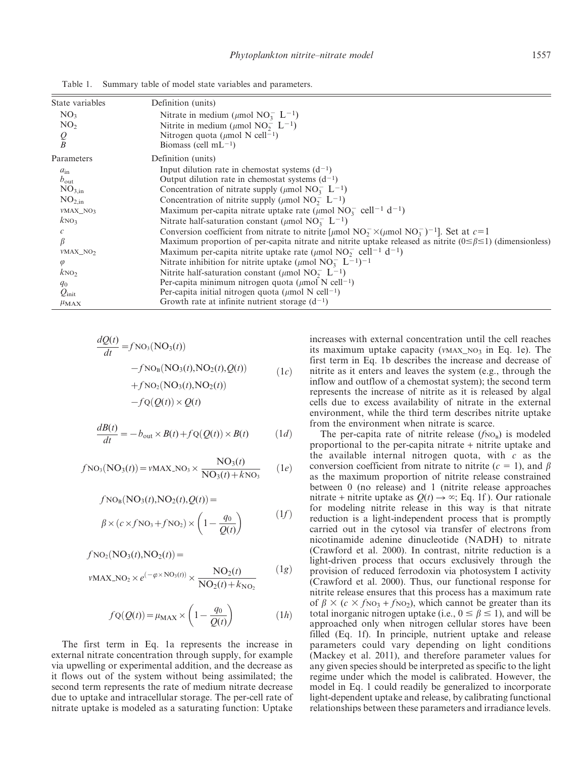Table 1. Summary table of model state variables and parameters.

| State variables | Definition (units) |
|---|---|
| $NO_3$ | Nitrate in medium ($\mu$mol $NO_3^-$ $L^{-1}$) |
| $NO_2$ | Nitrite in medium ($\mu$mol $NO_2^-$ $L^{-1}$) |
| $Q$ | Nitrogen quota ($\mu$mol N $cell^{-1}$) |
| $B$ | Biomass (cell $mL^{-1}$) |
| **Parameters** | **Definition (units)** |
| $a_{in}$ | Input dilution rate in chemostat systems ($d^{-1}$) |
| $b_{out}$ | Output dilution rate in chemostat systems ($d^{-1}$) |
| $NO_{3,in}$ | Concentration of nitrate supply ($\mu$mol $NO_3^-$ $L^{-1}$) |
| $NO_{2,in}$ | Concentration of nitrite supply ($\mu$mol $NO_2^-$ $L^{-1}$) |
| $v_{MAX\_NO_3}$ | Maximum per-capita nitrate uptake rate ($\mu$mol $NO_3^-$ $cell^{-1}$ $d^{-1}$) |
| $k_{NO_3}$ | Nitrate half-saturation constant ($\mu$mol $NO_3^-$ $L^{-1}$) |
| $c$ | Conversion coefficient from nitrate to nitrite [$\mu$mol $NO_2^-$ $\times$($\mu$mol $NO_3^-$)$^{-1}$]. Set at $c$=1 |
| $\beta$ | Maximum proportion of per-capita nitrate and nitrite uptake released as nitrite ($0 \leq \beta \leq 1$) (dimensionless) |
| $v_{MAX\_NO_2}$ | Maximum per-capita nitrite uptake rate ($\mu$mol $NO_2^-$ $cell^{-1}$ $d^{-1}$) |
| $\varphi$ | Nitrate inhibition for nitrite uptake ($\mu$mol $NO_3^-$ $L^{-1}$)$^{-1}$ |
| $k_{NO_2}$ | Nitrite half-saturation constant ($\mu$mol $NO_2^-$ $L^{-1}$) |
| $q_0$ | Per-capita minimum nitrogen quota ($\mu$mol N $cell^{-1}$) |
| $Q_{init}$ | Per-capita initial nitrogen quota ($\mu$mol N $cell^{-1}$) |
| $\mu_{MAX}$ | Growth rate at infinite nutrient storage ($d^{-1}$) |

$$\frac{dQ(t)}{dt} = f_{NO_3}(NO_3(t)) - f_{NO_B}(NO_3(t), NO_2(t), Q(t)) + f_{NO_2}(NO_3(t), NO_2(t)) - f_Q(Q(t)) \times Q(t) \quad (1c)$$

$$\frac{dB(t)}{dt} = -b_{out} \times B(t) + f_Q(Q(t)) \times B(t) \quad (1d)$$

$$f_{NO_3}(NO_3(t)) = v_{MAX\_NO_3} \times \frac{NO_3(t)}{NO_3(t) + k_{NO_3}} \quad (1e)$$

$$f_{NO_B}(NO_3(t), NO_2(t), Q(t)) = \beta \times (c \times f_{NO_3} + f_{NO_2}) \times \left(1 - \frac{q_0}{Q(t)}\right) \quad (1f)$$

$$f_{NO_2}(NO_3(t), NO_2(t)) = v_{MAX\_NO_2} \times e^{(-\varphi \times NO_3(t))} \times \frac{NO_2(t)}{NO_2(t) + k_{NO_2}} \quad (1g)$$

$$f_Q(Q(t)) = \mu_{MAX} \times \left(1 - \frac{q_0}{Q(t)}\right) \quad (1h)$$

The first term in Eq. 1a represents the increase in external nitrate concentration through supply, for example via upwelling or experimental addition, and the decrease as it flows out of the system without being assimilated; the second term represents the rate of medium nitrate decrease due to uptake and intracellular storage. The per-cell rate of nitrate uptake is modeled as a saturating function: Uptake increases with external concentration until the cell reaches its maximum uptake capacity ($v_{MAX\_NO_3}$ in Eq. 1e). The first term in Eq. 1b describes the increase and decrease of nitrite as it enters and leaves the system (e.g., through the inflow and outflow of a chemostat system); the second term represents the increase of nitrite as it is released by algal cells due to excess availability of nitrate in the external environment, while the third term describes nitrite uptake from the environment when nitrate is scarce.

The per-capita rate of nitrite release ($f_{NO_B}$) is modeled proportional to the per-capita nitrate + nitrite uptake and the available internal nitrogen quota, with $c$ as the conversion coefficient from nitrate to nitrite ($c$ = 1), and $\beta$ as the maximum proportion of nitrite release constrained between 0 (no release) and 1 (nitrite release approaches nitrate + nitrite uptake as $Q(t) \rightarrow \infty$; Eq. 1f). Our rationale for modeling nitrite release in this way is that nitrate reduction is a light-independent process that is promptly carried out in the cytosol via transfer of electrons from nicotinamide adenine dinucleotide (NADH) to nitrate (Crawford et al. 2000). In contrast, nitrite reduction is a light-driven process that occurs exclusively through the provision of reduced ferrodoxin via photosystem I activity (Crawford et al. 2000). Thus, our functional response for nitrite release ensures that this process has a maximum rate of $\beta \times (c \times f_{NO_3} + f_{NO_2})$, which cannot be greater than its total inorganic nitrogen uptake (i.e., $0 \leq \beta \leq 1$), and will be approached only when nitrogen cellular stores have been filled (Eq. 1f). In principle, nutrient uptake and release parameters could vary depending on light conditions (Mackey et al. 2011), and therefore parameter values for any given species should be interpreted as specific to the light regime under which the model is calibrated. However, the model in Eq. 1 could readily be generalized to incorporate light-dependent uptake and release, by calibrating functional relationships between these parameters and irradiance levels.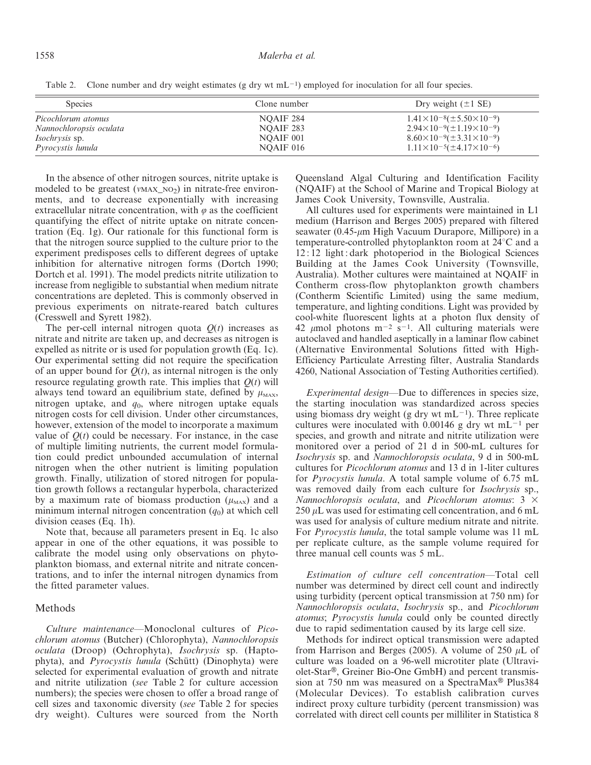Table 2. Clone number and dry weight estimates (g dry wt mL$^{-1}$) employed for inoculation for all four species.

| Species | Clone number | Dry weight ($\pm$1 SE) |
|---|---|---|
| *Picochlorum atomus* | NQAIF 284 | $1.41\times10^{-8}(\pm5.50\times10^{-9})$ |
| *Nannochloropsis oculata* | NQAIF 283 | $2.94\times10^{-9}(\pm1.19\times10^{-9})$ |
| *Isochrysis* sp. | NQAIF 001 | $8.60\times10^{-9}(\pm3.31\times10^{-9})$ |
| *Pyrocystis lunula* | NQAIF 016 | $1.11\times10^{-5}(\pm4.17\times10^{-6})$ |

In the absence of other nitrogen sources, nitrite uptake is modeled to be greatest ($v_{MAX\_NO_2}$) in nitrate-free environments, and to decrease exponentially with increasing extracellular nitrate concentration, with $\varphi$ as the coefficient quantifying the effect of nitrite uptake on nitrate concentration (Eq. 1g). Our rationale for this functional form is that the nitrogen source supplied to the culture prior to the experiment predisposes cells to different degrees of uptake inhibition for alternative nitrogen forms (Dortch 1990; Dortch et al. 1991). The model predicts nitrite utilization to increase from negligible to substantial when medium nitrate concentrations are depleted. This is commonly observed in previous experiments on nitrate-reared batch cultures (Cresswell and Syrett 1982).

The per-cell internal nitrogen quota $Q(t)$ increases as nitrate and nitrite are taken up, and decreases as nitrogen is expelled as nitrite or is used for population growth (Eq. 1c). Our experimental setting did not require the specification of an upper bound for $Q(t)$, as internal nitrogen is the only resource regulating growth rate. This implies that $Q(t)$ will always tend toward an equilibrium state, defined by $\mu_{MAX}$, nitrogen uptake, and $q_0$, where nitrogen uptake equals nitrogen costs for cell division. Under other circumstances, however, extension of the model to incorporate a maximum value of $Q(t)$ could be necessary. For instance, in the case of multiple limiting nutrients, the current model formulation could predict unbounded accumulation of internal nitrogen when the other nutrient is limiting population growth. Finally, utilization of stored nitrogen for population growth follows a rectangular hyperbola, characterized by a maximum rate of biomass production ($\mu_{MAX}$) and a minimum internal nitrogen concentration ($q_0$) at which cell division ceases (Eq. 1h).

Note that, because all parameters present in Eq. 1c also appear in one of the other equations, it was possible to calibrate the model using only observations on phytoplankton biomass, and external nitrite and nitrate concentrations, and to infer the internal nitrogen dynamics from the fitted parameter values.

## Methods

*Culture maintenance*—Monoclonal cultures of *Picochlorum atomus* (Butcher) (Chlorophyta), *Nannochloropsis oculata* (Droop) (Ochrophyta), *Isochrysis* sp. (Haptophyta), and *Pyrocystis lunula* (Schütt) (Dinophyta) were selected for experimental evaluation of growth and nitrate and nitrite utilization (*see* Table 2 for culture accession numbers); the species were chosen to offer a broad range of cell sizes and taxonomic diversity (*see* Table 2 for species dry weight). Cultures were sourced from the North Queensland Algal Culturing and Identification Facility (NQAIF) at the School of Marine and Tropical Biology at James Cook University, Townsville, Australia.

All cultures used for experiments were maintained in L1 medium (Harrison and Berges 2005) prepared with filtered seawater (0.45-$\mu$m High Vacuum Durapore, Millipore) in a temperature-controlled phytoplankton room at 24°C and a 12 : 12 light : dark photoperiod in the Biological Sciences Building at the James Cook University (Townsville, Australia). Mother cultures were maintained at NQAIF in Contherm cross-flow phytoplankton growth chambers (Contherm Scientific Limited) using the same medium, temperature, and lighting conditions. Light was provided by cool-white fluorescent lights at a photon flux density of 42 $\mu$mol photons m$^{-2}$ s$^{-1}$. All culturing materials were autoclaved and handled aseptically in a laminar flow cabinet (Alternative Environmental Solutions fitted with High-Efficiency Particulate Arresting filter, Australia Standards 4260, National Association of Testing Authorities certified).

*Experimental design*—Due to differences in species size, the starting inoculation was standardized across species using biomass dry weight (g dry wt mL$^{-1}$). Three replicate cultures were inoculated with 0.00146 g dry wt mL$^{-1}$ per species, and growth and nitrate and nitrite utilization were monitored over a period of 21 d in 500-mL cultures for *Isochrysis* sp. and *Nannochloropsis oculata*, 9 d in 500-mL cultures for *Picochlorum atomus* and 13 d in 1-liter cultures for *Pyrocystis lunula*. A total sample volume of 6.75 mL was removed daily from each culture for *Isochrysis* sp., *Nannochloropsis oculata*, and *Picochlorum atomus*: 3 $\times$ 250 $\mu$L was used for estimating cell concentration, and 6 mL was used for analysis of culture medium nitrate and nitrite. For *Pyrocystis lunula*, the total sample volume was 11 mL per replicate culture, as the sample volume required for three manual cell counts was 5 mL.

*Estimation of culture cell concentration*—Total cell number was determined by direct cell count and indirectly using turbidity (percent optical transmission at 750 nm) for *Nannochloropsis oculata*, *Isochrysis* sp., and *Picochlorum atomus*; *Pyrocystis lunula* could only be counted directly due to rapid sedimentation caused by its large cell size.

Methods for indirect optical transmission were adapted from Harrison and Berges (2005). A volume of 250 $\mu$L of culture was loaded on a 96-well microtiter plate (Ultraviolet-Star®, Greiner Bio-One GmbH) and percent transmission at 750 nm was measured on a SpectraMax® Plus384 (Molecular Devices). To establish calibration curves indirect proxy culture turbidity (percent transmission) was correlated with direct cell counts per milliliter in Statistica 8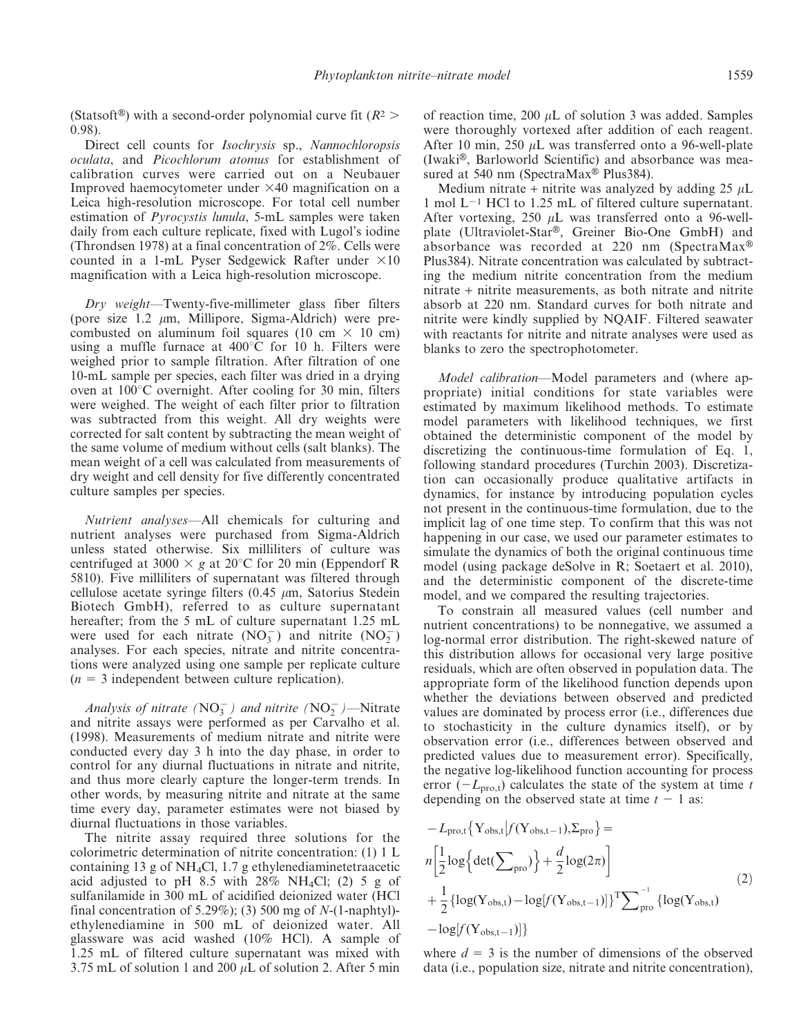(Statsoft®) with a second-order polynomial curve fit ($R^2 >$ 0.98).

Direct cell counts for *Isochrysis* sp., *Nannochloropsis oculata*, and *Picochlorum atomus* for establishment of calibration curves were carried out on a Neubauer Improved haemocytometer under ×40 magnification on a Leica high-resolution microscope. For total cell number estimation of *Pyrocystis lunula*, 5-mL samples were taken daily from each culture replicate, fixed with Lugol's iodine (Throndsen 1978) at a final concentration of 2%. Cells were counted in a 1-mL Pyser Sedgewick Rafter under ×10 magnification with a Leica high-resolution microscope.

*Dry weight*—Twenty-five-millimeter glass fiber filters (pore size 1.2 $\mu$m, Millipore, Sigma-Aldrich) were precombusted on aluminum foil squares (10 cm × 10 cm) using a muffle furnace at 400°C for 10 h. Filters were weighed prior to sample filtration. After filtration of one 10-mL sample per species, each filter was dried in a drying oven at 100°C overnight. After cooling for 30 min, filters were weighed. The weight of each filter prior to filtration was subtracted from this weight. All dry weights were corrected for salt content by subtracting the mean weight of the same volume of medium without cells (salt blanks). The mean weight of a cell was calculated from measurements of dry weight and cell density for five differently concentrated culture samples per species.

*Nutrient analyses*—All chemicals for culturing and nutrient analyses were purchased from Sigma-Aldrich unless stated otherwise. Six milliliters of culture was centrifuged at 3000 × *g* at 20°C for 20 min (Eppendorf R 5810). Five milliliters of supernatant was filtered through cellulose acetate syringe filters (0.45 $\mu$m, Satorius Stedein Biotech GmbH), referred to as culture supernatant hereafter; from the 5 mL of culture supernatant 1.25 mL were used for each nitrate ($NO_3^-$) and nitrite ($NO_2^-$) analyses. For each species, nitrate and nitrite concentrations were analyzed using one sample per replicate culture ($n = 3$ independent between culture replication).

*Analysis of nitrate ($NO_3^-$) and nitrite ($NO_2^-$)*—Nitrate and nitrite assays were performed as per Carvalho et al. (1998). Measurements of medium nitrate and nitrite were conducted every day 3 h into the day phase, in order to control for any diurnal fluctuations in nitrate and nitrite, and thus more clearly capture the longer-term trends. In other words, by measuring nitrite and nitrate at the same time every day, parameter estimates were not biased by diurnal fluctuations in those variables.

The nitrite assay required three solutions for the colorimetric determination of nitrite concentration: (1) 1 L containing 13 g of $NH_4Cl$, 1.7 g ethylenediaminetetraacetic acid adjusted to pH 8.5 with 28% $NH_4Cl$; (2) 5 g of sulfanilamide in 300 mL of acidified deionized water (HCl final concentration of 5.29%); (3) 500 mg of *N*-(1-naphtyl)-ethylenediamine in 500 mL of deionized water. All glassware was acid washed (10% HCl). A sample of 1.25 mL of filtered culture supernatant was mixed with 3.75 mL of solution 1 and 200 $\mu$L of solution 2. After 5 min of reaction time, 200 $\mu$L of solution 3 was added. Samples were thoroughly vortexed after addition of each reagent. After 10 min, 250 $\mu$L was transferred onto a 96-well-plate (Iwaki®, Barloworld Scientific) and absorbance was measured at 540 nm (SpectraMax® Plus384).

Medium nitrate + nitrite was analyzed by adding 25 $\mu$L 1 mol $L^{-1}$ HCl to 1.25 mL of filtered culture supernatant. After vortexing, 250 $\mu$L was transferred onto a 96-well-plate (Ultraviolet-Star®, Greiner Bio-One GmbH) and absorbance was recorded at 220 nm (SpectraMax® Plus384). Nitrate concentration was calculated by subtracting the medium nitrite concentration from the medium nitrate + nitrite measurements, as both nitrate and nitrite absorb at 220 nm. Standard curves for both nitrate and nitrite were kindly supplied by NQAIF. Filtered seawater with reactants for nitrite and nitrate analyses were used as blanks to zero the spectrophotometer.

*Model calibration*—Model parameters and (where appropriate) initial conditions for state variables were estimated by maximum likelihood methods. To estimate model parameters with likelihood techniques, we first obtained the deterministic component of the model by discretizing the continuous-time formulation of Eq. 1, following standard procedures (Turchin 2003). Discretization can occasionally produce qualitative artifacts in dynamics, for instance by introducing population cycles not present in the continuous-time formulation, due to the implicit lag of one time step. To confirm that this was not happening in our case, we used our parameter estimates to simulate the dynamics of both the original continuous time model (using package deSolve in R; Soetaert et al. 2010), and the deterministic component of the discrete-time model, and we compared the resulting trajectories.

To constrain all measured values (cell number and nutrient concentrations) to be nonnegative, we assumed a log-normal error distribution. The right-skewed nature of this distribution allows for occasional very large positive residuals, which are often observed in population data. The appropriate form of the likelihood function depends upon whether the deviations between observed and predicted values are dominated by process error (i.e., differences due to stochasticity in the culture dynamics itself), or by observation error (i.e., differences between observed and predicted values due to measurement error). Specifically, the negative log-likelihood function accounting for process error ($-L_{\mathrm{pro},t}$) calculates the state of the system at time $t$ depending on the observed state at time $t - 1$ as:

$$
\begin{aligned}
&-L_{\mathrm{pro},t}\left\{\mathrm{Y}_{\mathrm{obs},t}\middle|f(\mathrm{Y}_{\mathrm{obs},t-1}),\Sigma_{\mathrm{pro}}\right\} = \\
&n\left[\frac{1}{2}\log\left\{\det\left(\sum\nolimits_{\mathrm{pro}}\right)\right\} + \frac{d}{2}\log(2\pi)\right] \\
&+ \frac{1}{2}\left\{\log(\mathrm{Y}_{\mathrm{obs},t}) - \log[f(\mathrm{Y}_{\mathrm{obs},t-1})]\right\}^{\mathrm{T}} \sum\nolimits_{\mathrm{pro}}^{-1} \left\{\log(\mathrm{Y}_{\mathrm{obs},t})\right. \\
&\left. - \log[f(\mathrm{Y}_{\mathrm{obs},t-1})]\right\}
\end{aligned}
\tag{2}
$$

where $d = 3$ is the number of dimensions of the observed data (i.e., population size, nitrate and nitrite concentration),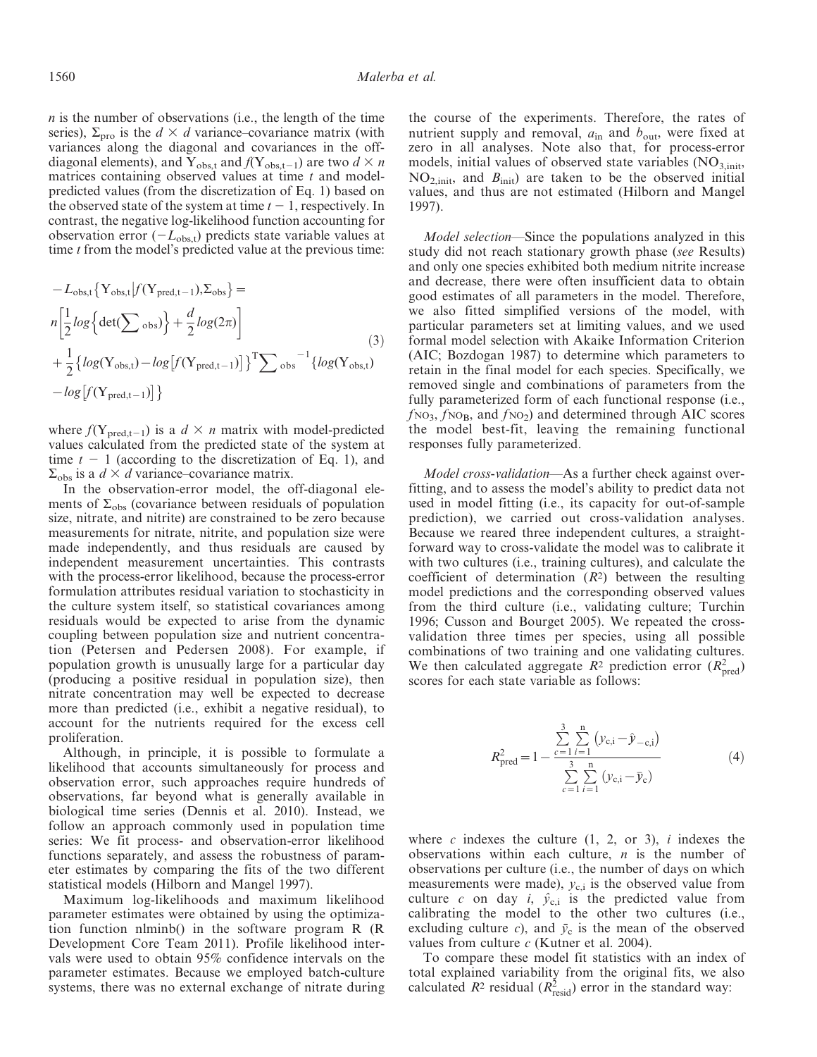$n$ is the number of observations (i.e., the length of the time series), $\Sigma_{pro}$ is the $d \times d$ variance–covariance matrix (with variances along the diagonal and covariances in the off-diagonal elements), and $Y_{obs,t}$ and $f(Y_{obs,t-1})$ are two $d \times n$ matrices containing observed values at time $t$ and model-predicted values (from the discretization of Eq. 1) based on the observed state of the system at time $t - 1$, respectively. In contrast, the negative log-likelihood function accounting for observation error ($-L_{obs,t}$) predicts state variable values at time $t$ from the model's predicted value at the previous time:

$$
\begin{aligned}
&-L_{obs,t}\left\{Y_{obs,t}\middle|f(Y_{pred,t-1}),\Sigma_{obs}\right\} = \\
&n\left[\frac{1}{2}log\left\{\det\left(\sum\nolimits_{obs}\right)\right\} + \frac{d}{2}log(2\pi)\right] \\
&+\frac{1}{2}\left\{log(Y_{obs,t}) - log\left[f(Y_{pred,t-1})\right]\right\}^{T}\sum\nolimits_{obs}{}^{-1}\left\{log(Y_{obs,t})\right. \\
&\left.-log\left[f(Y_{pred,t-1})\right]\right\}
\end{aligned}
\tag{3}
$$

where $f(Y_{pred,t-1})$ is a $d \times n$ matrix with model-predicted values calculated from the predicted state of the system at time $t - 1$ (according to the discretization of Eq. 1), and $\Sigma_{obs}$ is a $d \times d$ variance–covariance matrix.

In the observation-error model, the off-diagonal elements of $\Sigma_{obs}$ (covariance between residuals of population size, nitrate, and nitrite) are constrained to be zero because measurements for nitrate, nitrite, and population size were made independently, and thus residuals are caused by independent measurement uncertainties. This contrasts with the process-error likelihood, because the process-error formulation attributes residual variation to stochasticity in the culture system itself, so statistical covariances among residuals would be expected to arise from the dynamic coupling between population size and nutrient concentration (Petersen and Pedersen 2008). For example, if population growth is unusually large for a particular day (producing a positive residual in population size), then nitrate concentration may well be expected to decrease more than predicted (i.e., exhibit a negative residual), to account for the nutrients required for the excess cell proliferation.

Although, in principle, it is possible to formulate a likelihood that accounts simultaneously for process and observation error, such approaches require hundreds of observations, far beyond what is generally available in biological time series (Dennis et al. 2010). Instead, we follow an approach commonly used in population time series: We fit process- and observation-error likelihood functions separately, and assess the robustness of parameter estimates by comparing the fits of the two different statistical models (Hilborn and Mangel 1997).

Maximum log-likelihoods and maximum likelihood parameter estimates were obtained by using the optimization function nlminb() in the software program R (R Development Core Team 2011). Profile likelihood intervals were used to obtain 95% confidence intervals on the parameter estimates. Because we employed batch-culture systems, there was no external exchange of nitrate during the course of the experiments. Therefore, the rates of nutrient supply and removal, $a_{in}$ and $b_{out}$, were fixed at zero in all analyses. Note also that, for process-error models, initial values of observed state variables ($NO_{3,init}$, $NO_{2,init}$, and $B_{init}$) are taken to be the observed initial values, and thus are not estimated (Hilborn and Mangel 1997).

*Model selection*—Since the populations analyzed in this study did not reach stationary growth phase (*see* Results) and only one species exhibited both medium nitrite increase and decrease, there were often insufficient data to obtain good estimates of all parameters in the model. Therefore, we also fitted simplified versions of the model, with particular parameters set at limiting values, and we used formal model selection with Akaike Information Criterion (AIC; Bozdogan 1987) to determine which parameters to retain in the final model for each species. Specifically, we removed single and combinations of parameters from the fully parameterized form of each functional response (i.e., $f_{NO_3}$, $f_{NO_B}$, and $f_{NO_2}$) and determined through AIC scores the model best-fit, leaving the remaining functional responses fully parameterized.

*Model cross-validation*—As a further check against overfitting, and to assess the model's ability to predict data not used in model fitting (i.e., its capacity for out-of-sample prediction), we carried out cross-validation analyses. Because we reared three independent cultures, a straightforward way to cross-validate the model was to calibrate it with two cultures (i.e., training cultures), and calculate the coefficient of determination ($R^2$) between the resulting model predictions and the corresponding observed values from the third culture (i.e., validating culture; Turchin 1996; Cusson and Bourget 2005). We repeated the cross-validation three times per species, using all possible combinations of two training and one validating cultures. We then calculated aggregate $R^2$ prediction error ($R^2_{pred}$) scores for each state variable as follows:

$$
R^2_{pred} = 1 - \frac{\sum\limits_{c=1}^{3}\sum\limits_{i=1}^{n}\left(y_{c,i} - \hat{y}_{-c,i}\right)}{\sum\limits_{c=1}^{3}\sum\limits_{i=1}^{n}\left(y_{c,i} - \bar{y}_{c}\right)}
\tag{4}
$$

where $c$ indexes the culture (1, 2, or 3), $i$ indexes the observations within each culture, $n$ is the number of observations per culture (i.e., the number of days on which measurements were made), $y_{c,i}$ is the observed value from culture $c$ on day $i$, $\hat{y}_{c,i}$ is the predicted value from calibrating the model to the other two cultures (i.e., excluding culture $c$), and $\bar{y}_c$ is the mean of the observed values from culture $c$ (Kutner et al. 2004).

To compare these model fit statistics with an index of total explained variability from the original fits, we also calculated $R^2$ residual ($R^2_{resid}$) error in the standard way: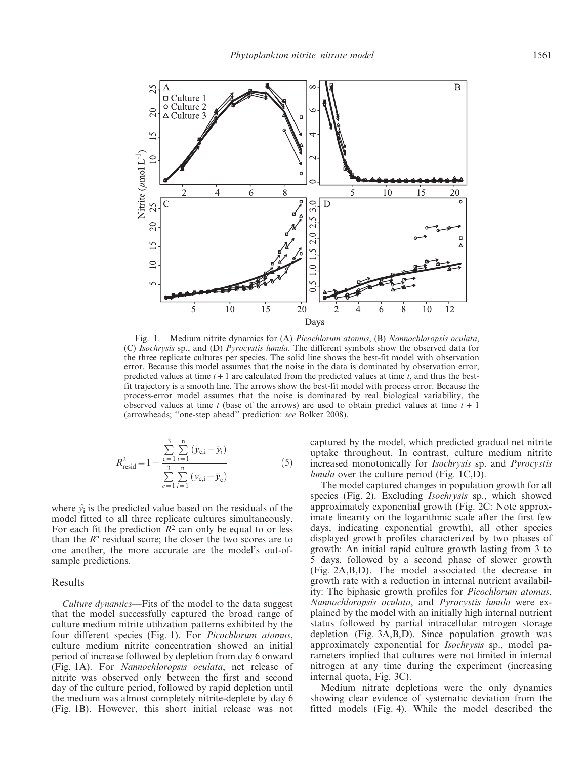Fig. 1. Medium nitrite dynamics for (A) *Picochlorum atomus*, (B) *Nannochloropsis oculata*, (C) *Isochrysis* sp., and (D) *Pyrocystis lunula*. The different symbols show the observed data for the three replicate cultures per species. The solid line shows the best-fit model with observation error. Because this model assumes that the noise in the data is dominated by observation error, predicted values at time $t + 1$ are calculated from the predicted values at time $t$, and thus the best-fit trajectory is a smooth line. The arrows show the best-fit model with process error. Because the process-error model assumes that the noise is dominated by real biological variability, the observed values at time $t$ (base of the arrows) are used to obtain predict values at time $t + 1$ (arrowheads; ''one-step ahead'' prediction: *see* Bolker 2008).

$$R^2_{\mathrm{resid}} = 1 - \frac{\sum_{c=1}^{3}\sum_{i=1}^{n}\left(y_{c,i} - \hat{y}_i\right)}{\sum_{c=1}^{3}\sum_{i=1}^{n}\left(y_{c,i} - \bar{y}_c\right)} \tag{5}$$

where $\hat{y}_i$ is the predicted value based on the residuals of the model fitted to all three replicate cultures simultaneously. For each fit the prediction $R^2$ can only be equal to or less than the $R^2$ residual score; the closer the two scores are to one another, the more accurate are the model's out-of-sample predictions.

## Results

*Culture dynamics*—Fits of the model to the data suggest that the model successfully captured the broad range of culture medium nitrite utilization patterns exhibited by the four different species (Fig. 1). For *Picochlorum atomus*, culture medium nitrite concentration showed an initial period of increase followed by depletion from day 6 onward (Fig. 1A). For *Nannochloropsis oculata*, net release of nitrite was observed only between the first and second day of the culture period, followed by rapid depletion until the medium was almost completely nitrite-deplete by day 6 (Fig. 1B). However, this short initial release was not captured by the model, which predicted gradual net nitrite uptake throughout. In contrast, culture medium nitrite increased monotonically for *Isochrysis* sp. and *Pyrocystis lunula* over the culture period (Fig. 1C,D).

The model captured changes in population growth for all species (Fig. 2). Excluding *Isochrysis* sp., which showed approximately exponential growth (Fig. 2C: Note approximate linearity on the logarithmic scale after the first few days, indicating exponential growth), all other species displayed growth profiles characterized by two phases of growth: An initial rapid culture growth lasting from 3 to 5 days, followed by a second phase of slower growth (Fig. 2A,B,D). The model associated the decrease in growth rate with a reduction in internal nutrient availability: The biphasic growth profiles for *Picochlorum atomus*, *Nannochloropsis oculata*, and *Pyrocystis lunula* were explained by the model with an initially high internal nutrient status followed by partial intracellular nitrogen storage depletion (Fig. 3A,B,D). Since population growth was approximately exponential for *Isochrysis* sp., model parameters implied that cultures were not limited in internal nitrogen at any time during the experiment (increasing internal quota, Fig. 3C).

Medium nitrate depletions were the only dynamics showing clear evidence of systematic deviation from the fitted models (Fig. 4). While the model described the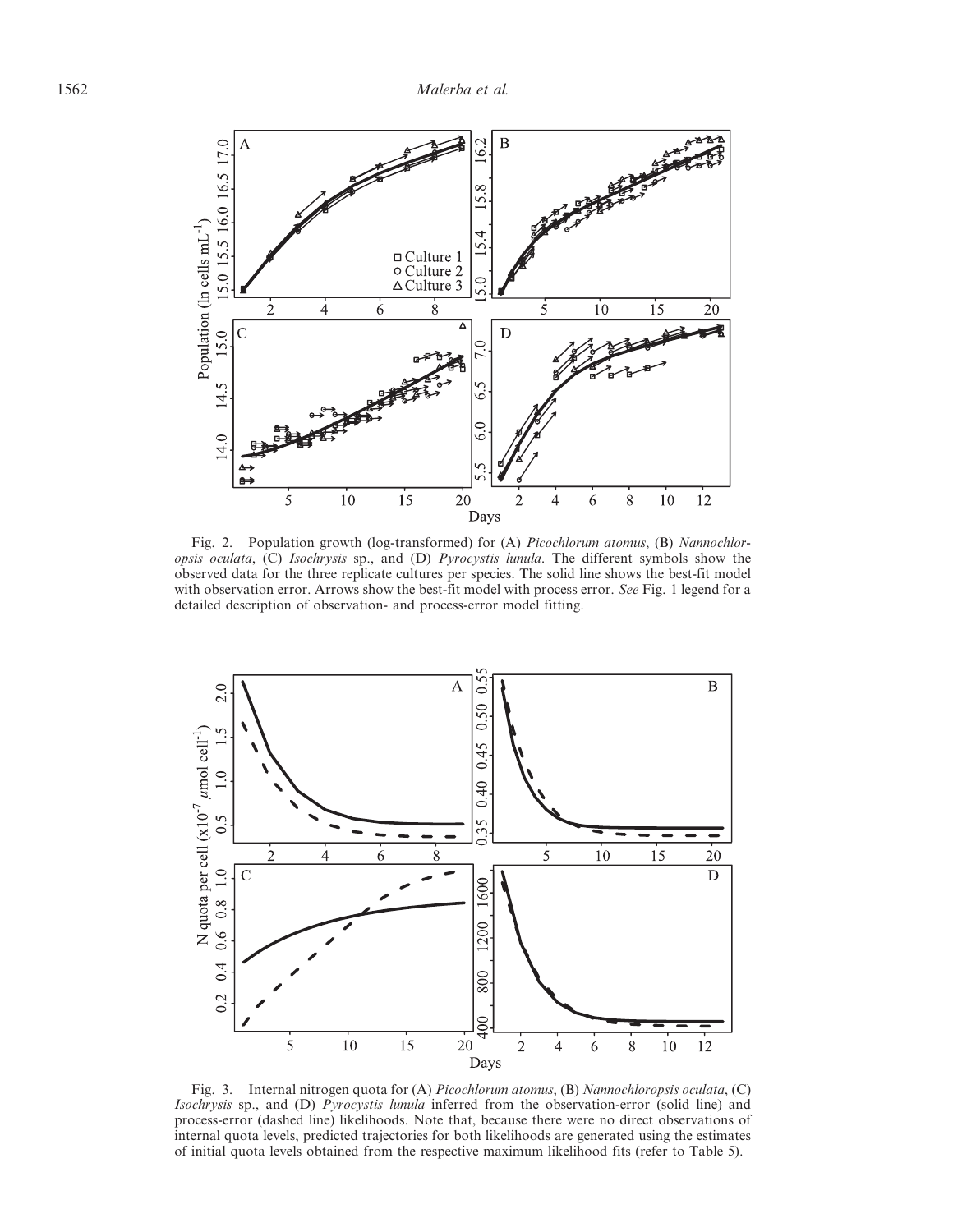Fig. 2. Population growth (log-transformed) for (A) *Picochlorum atomus*, (B) *Nannochloropsis oculata*, (C) *Isochrysis* sp., and (D) *Pyrocystis lunula*. The different symbols show the observed data for the three replicate cultures per species. The solid line shows the best-fit model with observation error. Arrows show the best-fit model with process error. *See* Fig. 1 legend for a detailed description of observation- and process-error model fitting.

Fig. 3. Internal nitrogen quota for (A) *Picochlorum atomus*, (B) *Nannochloropsis oculata*, (C) *Isochrysis* sp., and (D) *Pyrocystis lunula* inferred from the observation-error (solid line) and process-error (dashed line) likelihoods. Note that, because there were no direct observations of internal quota levels, predicted trajectories for both likelihoods are generated using the estimates of initial quota levels obtained from the respective maximum likelihood fits (refer to Table 5).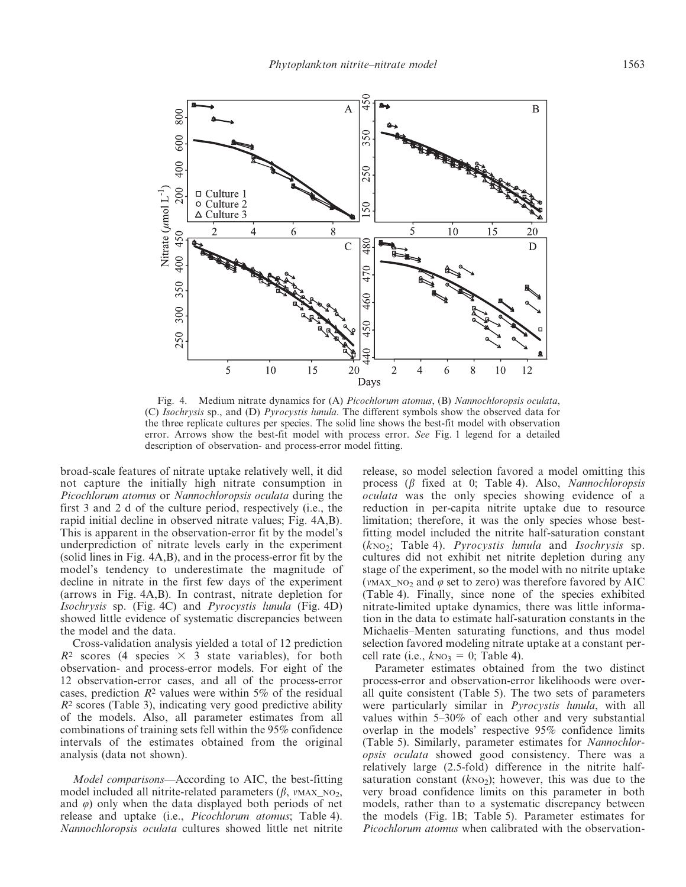Fig. 4. Medium nitrate dynamics for (A) *Picochlorum atomus*, (B) *Nannochloropsis oculata*, (C) *Isochrysis* sp., and (D) *Pyrocystis lunula*. The different symbols show the observed data for the three replicate cultures per species. The solid line shows the best-fit model with observation error. Arrows show the best-fit model with process error. *See* Fig. 1 legend for a detailed description of observation- and process-error model fitting.

broad-scale features of nitrate uptake relatively well, it did not capture the initially high nitrate consumption in *Picochlorum atomus* or *Nannochloropsis oculata* during the first 3 and 2 d of the culture period, respectively (i.e., the rapid initial decline in observed nitrate values; Fig. 4A,B). This is apparent in the observation-error fit by the model's underprediction of nitrate levels early in the experiment (solid lines in Fig. 4A,B), and in the process-error fit by the model's tendency to underestimate the magnitude of decline in nitrate in the first few days of the experiment (arrows in Fig. 4A,B). In contrast, nitrate depletion for *Isochrysis* sp. (Fig. 4C) and *Pyrocystis lunula* (Fig. 4D) showed little evidence of systematic discrepancies between the model and the data.

Cross-validation analysis yielded a total of 12 prediction $R^2$ scores (4 species × 3 state variables), for both observation- and process-error models. For eight of the 12 observation-error cases, and all of the process-error cases, prediction $R^2$ values were within 5% of the residual $R^2$ scores (Table 3), indicating very good predictive ability of the models. Also, all parameter estimates from all combinations of training sets fell within the 95% confidence intervals of the estimates obtained from the original analysis (data not shown).

*Model comparisons*—According to AIC, the best-fitting model included all nitrite-related parameters ($\beta$, $v_{MAX\_NO_2}$, and $\varphi$) only when the data displayed both periods of net release and uptake (i.e., *Picochlorum atomus*; Table 4). *Nannochloropsis oculata* cultures showed little net nitrite release, so model selection favored a model omitting this process ($\beta$ fixed at 0; Table 4). Also, *Nannochloropsis oculata* was the only species showing evidence of a reduction in per-capita nitrite uptake due to resource limitation; therefore, it was the only species whose best-fitting model included the nitrite half-saturation constant ($k_{NO_2}$; Table 4). *Pyrocystis lunula* and *Isochrysis* sp. cultures did not exhibit net nitrite depletion during any stage of the experiment, so the model with no nitrite uptake ($v_{MAX\_NO_2}$ and $\varphi$ set to zero) was therefore favored by AIC (Table 4). Finally, since none of the species exhibited nitrate-limited uptake dynamics, there was little information in the data to estimate half-saturation constants in the Michaelis–Menten saturating functions, and thus model selection favored modeling nitrate uptake at a constant per-cell rate (i.e., $k_{NO_3} = 0$; Table 4).

Parameter estimates obtained from the two distinct process-error and observation-error likelihoods were overall quite consistent (Table 5). The two sets of parameters were particularly similar in *Pyrocystis lunula*, with all values within 5–30% of each other and very substantial overlap in the models' respective 95% confidence limits (Table 5). Similarly, parameter estimates for *Nannochloropsis oculata* showed good consistency. There was a relatively large (2.5-fold) difference in the nitrite half-saturation constant ($k_{NO_2}$); however, this was due to the very broad confidence limits on this parameter in both models, rather than to a systematic discrepancy between the models (Fig. 1B; Table 5). Parameter estimates for *Picochlorum atomus* when calibrated with the observation-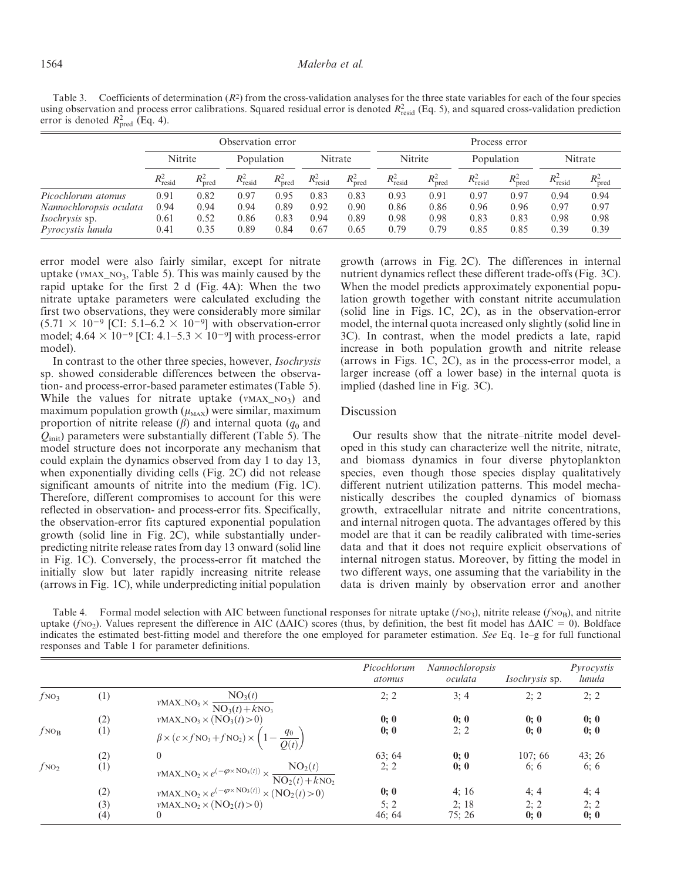Table 3. Coefficients of determination ($R^2$) from the cross-validation analyses for the three state variables for each of the four species using observation and process error calibrations. Squared residual error is denoted $R^2_{\text{resid}}$ (Eq. 5), and squared cross-validation prediction error is denoted $R^2_{\text{pred}}$ (Eq. 4).

| | Observation error | | | | | | Process error | | | | | |
|---|---|---|---|---|---|---|---|---|---|---|---|---|
| | Nitrite | | Population | | Nitrate | | Nitrite | | Population | | Nitrate | |
| | $R^2_{\text{resid}}$ | $R^2_{\text{pred}}$ | $R^2_{\text{resid}}$ | $R^2_{\text{pred}}$ | $R^2_{\text{resid}}$ | $R^2_{\text{pred}}$ | $R^2_{\text{resid}}$ | $R^2_{\text{pred}}$ | $R^2_{\text{resid}}$ | $R^2_{\text{pred}}$ | $R^2_{\text{resid}}$ | $R^2_{\text{pred}}$ |
| *Picochlorum atomus* | 0.91 | 0.82 | 0.97 | 0.95 | 0.83 | 0.83 | 0.93 | 0.91 | 0.97 | 0.97 | 0.94 | 0.94 |
| *Nannochloropsis oculata* | 0.94 | 0.94 | 0.94 | 0.89 | 0.92 | 0.90 | 0.86 | 0.86 | 0.96 | 0.96 | 0.97 | 0.97 |
| *Isochrysis* sp. | 0.61 | 0.52 | 0.86 | 0.83 | 0.94 | 0.89 | 0.98 | 0.98 | 0.83 | 0.83 | 0.98 | 0.98 |
| *Pyrocystis lunula* | 0.41 | 0.35 | 0.89 | 0.84 | 0.67 | 0.65 | 0.79 | 0.79 | 0.85 | 0.85 | 0.39 | 0.39 |

error model were also fairly similar, except for nitrate uptake ($v\text{MAX\_NO}_3$, Table 5). This was mainly caused by the rapid uptake for the first 2 d (Fig. 4A): When the two nitrate uptake parameters were calculated excluding the first two observations, they were considerably more similar ($5.71 \times 10^{-9}$ [CI: $5.1$–$6.2 \times 10^{-9}$] with observation-error model; $4.64 \times 10^{-9}$ [CI: $4.1$–$5.3 \times 10^{-9}$] with process-error model).

In contrast to the other three species, however, *Isochrysis* sp. showed considerable differences between the observation- and process-error-based parameter estimates (Table 5). While the values for nitrate uptake ($v\text{MAX\_NO}_3$) and maximum population growth ($\mu_{\text{MAX}}$) were similar, maximum proportion of nitrite release ($\beta$) and internal quota ($q_0$ and $Q_{\text{init}}$) parameters were substantially different (Table 5). The model structure does not incorporate any mechanism that could explain the dynamics observed from day 1 to day 13, when exponentially dividing cells (Fig. 2C) did not release significant amounts of nitrite into the medium (Fig. 1C). Therefore, different compromises to account for this were reflected in observation- and process-error fits. Specifically, the observation-error fits captured exponential population growth (solid line in Fig. 2C), while substantially underpredicting nitrite release rates from day 13 onward (solid line in Fig. 1C). Conversely, the process-error fit matched the initially slow but later rapidly increasing nitrite release (arrows in Fig. 1C), while underpredicting initial population growth (arrows in Fig. 2C). The differences in internal nutrient dynamics reflect these different trade-offs (Fig. 3C). When the model predicts approximately exponential population growth together with constant nitrite accumulation (solid line in Figs. 1C, 2C), as in the observation-error model, the internal quota increased only slightly (solid line in 3C). In contrast, when the model predicts a late, rapid increase in both population growth and nitrite release (arrows in Figs. 1C, 2C), as in the process-error model, a larger increase (off a lower base) in the internal quota is implied (dashed line in Fig. 3C).

## Discussion

Our results show that the nitrate–nitrite model developed in this study can characterize well the nitrite, nitrate, and biomass dynamics in four diverse phytoplankton species, even though those species display qualitatively different nutrient utilization patterns. This model mechanistically describes the coupled dynamics of biomass growth, extracellular nitrate and nitrite concentrations, and internal nitrogen quota. The advantages offered by this model are that it can be readily calibrated with time-series data and that it does not require explicit observations of internal nitrogen status. Moreover, by fitting the model in two different ways, one assuming that the variability in the data is driven mainly by observation error and another

Table 4. Formal model selection with AIC between functional responses for nitrate uptake ($f_{\text{NO}_3}$), nitrite release ($f_{\text{NO}_\text{B}}$), and nitrite uptake ($f_{\text{NO}_2}$). Values represent the difference in AIC (ΔAIC) scores (thus, by definition, the best fit model has ΔAIC = 0). Boldface indicates the estimated best-fitting model and therefore the one employed for parameter estimation. *See* Eq. 1e–g for full functional responses and Table 1 for parameter definitions.

| | | | *Picochlorum atomus* | *Nannochloropsis oculata* | *Isochrysis* sp. | *Pyrocystis lunula* |
|---|---|---|---|---|---|---|
| $f_{\text{NO}_3}$ | (1) | $v\text{MAX\_NO}_3 \times \dfrac{\text{NO}_3(t)}{\text{NO}_3(t)+k\text{NO}_3}$ | 2; 2 | 3; 4 | 2; 2 | 2; 2 |
| | (2) | $v\text{MAX\_NO}_3 \times (\text{NO}_3(t) > 0)$ | **0; 0** | **0; 0** | **0; 0** | **0; 0** |
| $f_{\text{NO}_\text{B}}$ | (1) | $\beta \times (c \times f\text{NO}_3 + f\text{NO}_2) \times \left(1 - \dfrac{q_0}{Q(t)}\right)$ | **0; 0** | 2; 2 | **0; 0** | **0; 0** |
| | (2) | 0 | 63; 64 | **0; 0** | 107; 66 | 43; 26 |
| $f_{\text{NO}_2}$ | (1) | $v\text{MAX\_NO}_2 \times e^{(-\varphi \times \text{NO}_3(t))} \times \dfrac{\text{NO}_2(t)}{\text{NO}_2(t)+k\text{NO}_2}$ | 2; 2 | **0; 0** | 6; 6 | 6; 6 |
| | (2) | $v\text{MAX\_NO}_2 \times e^{(-\varphi \times \text{NO}_3(t))} \times (\text{NO}_2(t) > 0)$ | **0; 0** | 4; 16 | 4; 4 | 4; 4 |
| | (3) | $v\text{MAX\_NO}_2 \times (\text{NO}_2(t) > 0)$ | 5; 2 | 2; 18 | 2; 2 | 2; 2 |
| | (4) | 0 | 46; 64 | 75; 26 | **0; 0** | **0; 0** |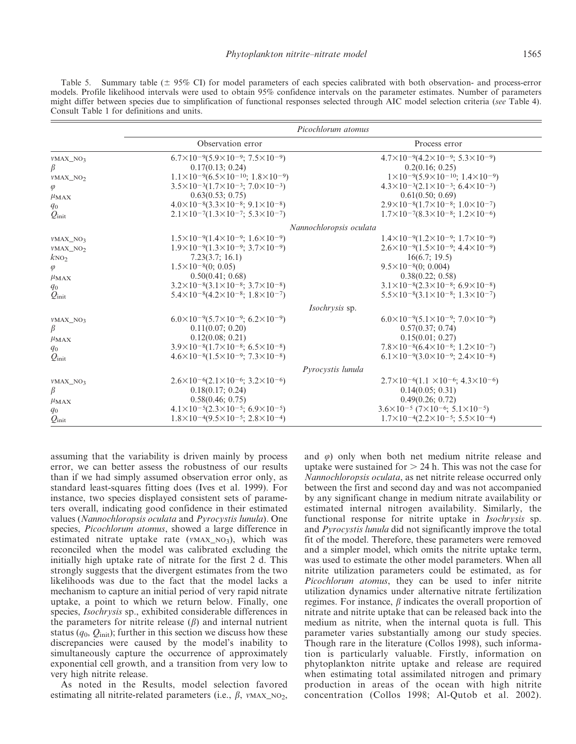Table 5. Summary table ($\pm$ 95% CI) for model parameters of each species calibrated with both observation- and process-error models. Profile likelihood intervals were used to obtain 95% confidence intervals on the parameter estimates. Number of parameters might differ between species due to simplification of functional responses selected through AIC model selection criteria (*see* Table 4). Consult Table 1 for definitions and units.

| | *Picochlorum atomus* | |
|---|---|---|
| | Observation error | Process error |
| $v$MAX_NO$_3$ | $6.7\times10^{-9}(5.9\times10^{-9}; 7.5\times10^{-9})$ | $4.7\times10^{-9}(4.2\times10^{-9}; 5.3\times10^{-9})$ |
| $\beta$ | 0.17(0.13; 0.24) | 0.2(0.16; 0.25) |
| $v$MAX_NO$_2$ | $1.1\times10^{-9}(6.5\times10^{-10}; 1.8\times10^{-9})$ | $1\times10^{-9}(5.9\times10^{-10}; 1.4\times10^{-9})$ |
| $\varphi$ | $3.5\times10^{-3}(1.7\times10^{-3}; 7.0\times10^{-3})$ | $4.3\times10^{-3}(2.1\times10^{-3}; 6.4\times10^{-3})$ |
| $\mu_{\mathrm{MAX}}$ | 0.63(0.53; 0.75) | 0.61(0.50; 0.69) |
| $q_0$ | $4.0\times10^{-8}(3.3\times10^{-8}; 9.1\times10^{-8})$ | $2.9\times10^{-8}(1.7\times10^{-8}; 1.0\times10^{-7})$ |
| $Q_{\mathrm{init}}$ | $2.1\times10^{-7}(1.3\times10^{-7}; 5.3\times10^{-7})$ | $1.7\times10^{-7}(8.3\times10^{-8}; 1.2\times10^{-6})$ |
| | *Nannochloropsis oculata* | |
| $v$MAX_NO$_3$ | $1.5\times10^{-9}(1.4\times10^{-9}; 1.6\times10^{-9})$ | $1.4\times10^{-9}(1.2\times10^{-9}; 1.7\times10^{-9})$ |
| $v$MAX_NO$_2$ | $1.9\times10^{-9}(1.3\times10^{-9}; 3.7\times10^{-9})$ | $2.6\times10^{-9}(1.5\times10^{-9}; 4.4\times10^{-9})$ |
| $k_{\mathrm{NO_2}}$ | 7.23(3.7; 16.1) | 16(6.7; 19.5) |
| $\varphi$ | $1.5\times10^{-8}(0; 0.05)$ | $9.5\times10^{-8}(0; 0.004)$ |
| $\mu_{\mathrm{MAX}}$ | 0.50(0.41; 0.68) | 0.38(0.22; 0.58) |
| $q_0$ | $3.2\times10^{-8}(3.1\times10^{-8}; 3.7\times10^{-8})$ | $3.1\times10^{-8}(2.3\times10^{-8}; 6.9\times10^{-8})$ |
| $Q_{\mathrm{init}}$ | $5.4\times10^{-8}(4.2\times10^{-8}; 1.8\times10^{-7})$ | $5.5\times10^{-8}(3.1\times10^{-8}; 1.3\times10^{-7})$ |
| | *Isochrysis* sp. | |
| $v$MAX_NO$_3$ | $6.0\times10^{-9}(5.7\times10^{-9}; 6.2\times10^{-9})$ | $6.0\times10^{-9}(5.1\times10^{-9}; 7.0\times10^{-9})$ |
| $\beta$ | 0.11(0.07; 0.20) | 0.57(0.37; 0.74) |
| $\mu_{\mathrm{MAX}}$ | 0.12(0.08; 0.21) | 0.15(0.01; 0.27) |
| $q_0$ | $3.9\times10^{-8}(1.7\times10^{-8}; 6.5\times10^{-8})$ | $7.8\times10^{-8}(6.4\times10^{-8}; 1.2\times10^{-7})$ |
| $Q_{\mathrm{init}}$ | $4.6\times10^{-8}(1.5\times10^{-9}; 7.3\times10^{-8})$ | $6.1\times10^{-9}(3.0\times10^{-9}; 2.4\times10^{-8})$ |
| | *Pyrocystis lunula* | |
| $v$MAX_NO$_3$ | $2.6\times10^{-6}(2.1\times10^{-6}; 3.2\times10^{-6})$ | $2.7\times10^{-6}(1.1\times10^{-6}; 4.3\times10^{-6})$ |
| $\beta$ | 0.18(0.17; 0.24) | 0.14(0.05; 0.31) |
| $\mu_{\mathrm{MAX}}$ | 0.58(0.46; 0.75) | 0.49(0.26; 0.72) |
| $q_0$ | $4.1\times10^{-5}(2.3\times10^{-5}; 6.9\times10^{-5})$ | $3.6\times10^{-5}(7\times10^{-6}; 5.1\times10^{-5})$ |
| $Q_{\mathrm{init}}$ | $1.8\times10^{-4}(9.5\times10^{-5}; 2.8\times10^{-4})$ | $1.7\times10^{-4}(2.2\times10^{-5}; 5.5\times10^{-4})$ |

assuming that the variability is driven mainly by process error, we can better assess the robustness of our results than if we had simply assumed observation error only, as standard least-squares fitting does (Ives et al. 1999). For instance, two species displayed consistent sets of parameters overall, indicating good confidence in their estimated values (*Nannochloropsis oculata* and *Pyrocystis lunula*). One species, *Picochlorum atomus*, showed a large difference in estimated nitrate uptake rate ($v$MAX_NO$_3$), which was reconciled when the model was calibrated excluding the initially high uptake rate of nitrate for the first 2 d. This strongly suggests that the divergent estimates from the two likelihoods was due to the fact that the model lacks a mechanism to capture an initial period of very rapid nitrate uptake, a point to which we return below. Finally, one species, *Isochrysis* sp., exhibited considerable differences in the parameters for nitrite release ($\beta$) and internal nutrient status ($q_0$, $Q_{\mathrm{init}}$); further in this section we discuss how these discrepancies were caused by the model's inability to simultaneously capture the occurrence of approximately exponential cell growth, and a transition from very low to very high nitrite release.

As noted in the Results, model selection favored estimating all nitrite-related parameters (i.e., $\beta$, $v$MAX_NO$_2$, and $\varphi$) only when both net medium nitrite release and uptake were sustained for $> 24$ h. This was not the case for *Nannochloropsis oculata*, as net nitrite release occurred only between the first and second day and was not accompanied by any significant change in medium nitrate availability or estimated internal nitrogen availability. Similarly, the functional response for nitrite uptake in *Isochrysis* sp. and *Pyrocystis lunula* did not significantly improve the total fit of the model. Therefore, these parameters were removed and a simpler model, which omits the nitrite uptake term, was used to estimate the other model parameters. When all nitrite utilization parameters could be estimated, as for *Picochlorum atomus*, they can be used to infer nitrite utilization dynamics under alternative nitrate fertilization regimes. For instance, $\beta$ indicates the overall proportion of nitrate and nitrite uptake that can be released back into the medium as nitrite, when the internal quota is full. This parameter varies substantially among our study species. Though rare in the literature (Collos 1998), such information is particularly valuable. Firstly, information on phytoplankton nitrite uptake and release are required when estimating total assimilated nitrogen and primary production in areas of the ocean with high nitrite concentration (Collos 1998; Al-Qutob et al. 2002).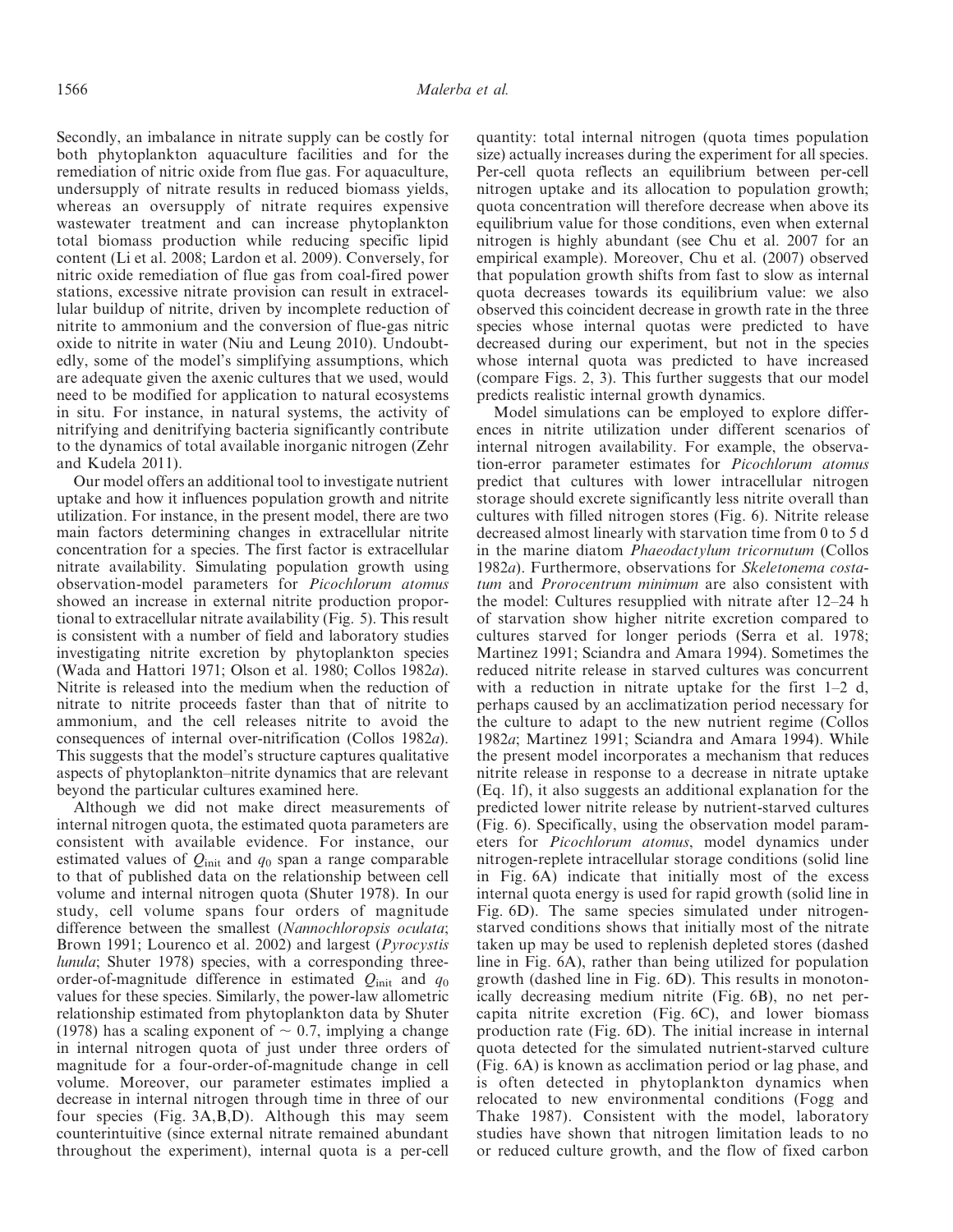Secondly, an imbalance in nitrate supply can be costly for both phytoplankton aquaculture facilities and for the remediation of nitric oxide from flue gas. For aquaculture, undersupply of nitrate results in reduced biomass yields, whereas an oversupply of nitrate requires expensive wastewater treatment and can increase phytoplankton total biomass production while reducing specific lipid content (Li et al. 2008; Lardon et al. 2009). Conversely, for nitric oxide remediation of flue gas from coal-fired power stations, excessive nitrate provision can result in extracellular buildup of nitrite, driven by incomplete reduction of nitrite to ammonium and the conversion of flue-gas nitric oxide to nitrite in water (Niu and Leung 2010). Undoubtedly, some of the model's simplifying assumptions, which are adequate given the axenic cultures that we used, would need to be modified for application to natural ecosystems in situ. For instance, in natural systems, the activity of nitrifying and denitrifying bacteria significantly contribute to the dynamics of total available inorganic nitrogen (Zehr and Kudela 2011).

Our model offers an additional tool to investigate nutrient uptake and how it influences population growth and nitrite utilization. For instance, in the present model, there are two main factors determining changes in extracellular nitrite concentration for a species. The first factor is extracellular nitrate availability. Simulating population growth using observation-model parameters for *Picochlorum atomus* showed an increase in external nitrite production proportional to extracellular nitrate availability (Fig. 5). This result is consistent with a number of field and laboratory studies investigating nitrite excretion by phytoplankton species (Wada and Hattori 1971; Olson et al. 1980; Collos 1982*a*). Nitrite is released into the medium when the reduction of nitrate to nitrite proceeds faster than that of nitrite to ammonium, and the cell releases nitrite to avoid the consequences of internal over-nitrification (Collos 1982*a*). This suggests that the model's structure captures qualitative aspects of phytoplankton–nitrite dynamics that are relevant beyond the particular cultures examined here.

Although we did not make direct measurements of internal nitrogen quota, the estimated quota parameters are consistent with available evidence. For instance, our estimated values of $Q_{\text{init}}$ and $q_0$ span a range comparable to that of published data on the relationship between cell volume and internal nitrogen quota (Shuter 1978). In our study, cell volume spans four orders of magnitude difference between the smallest (*Nannochloropsis oculata*; Brown 1991; Lourenco et al. 2002) and largest (*Pyrocystis lunula*; Shuter 1978) species, with a corresponding three-order-of-magnitude difference in estimated $Q_{\text{init}}$ and $q_0$ values for these species. Similarly, the power-law allometric relationship estimated from phytoplankton data by Shuter (1978) has a scaling exponent of $\sim 0.7$, implying a change in internal nitrogen quota of just under three orders of magnitude for a four-order-of-magnitude change in cell volume. Moreover, our parameter estimates implied a decrease in internal nitrogen through time in three of our four species (Fig. 3A,B,D). Although this may seem counterintuitive (since external nitrate remained abundant throughout the experiment), internal quota is a per-cell quantity: total internal nitrogen (quota times population size) actually increases during the experiment for all species. Per-cell quota reflects an equilibrium between per-cell nitrogen uptake and its allocation to population growth; quota concentration will therefore decrease when above its equilibrium value for those conditions, even when external nitrogen is highly abundant (see Chu et al. 2007 for an empirical example). Moreover, Chu et al. (2007) observed that population growth shifts from fast to slow as internal quota decreases towards its equilibrium value: we also observed this coincident decrease in growth rate in the three species whose internal quotas were predicted to have decreased during our experiment, but not in the species whose internal quota was predicted to have increased (compare Figs. 2, 3). This further suggests that our model predicts realistic internal growth dynamics.

Model simulations can be employed to explore differences in nitrite utilization under different scenarios of internal nitrogen availability. For example, the observation-error parameter estimates for *Picochlorum atomus* predict that cultures with lower intracellular nitrogen storage should excrete significantly less nitrite overall than cultures with filled nitrogen stores (Fig. 6). Nitrite release decreased almost linearly with starvation time from 0 to 5 d in the marine diatom *Phaeodactylum tricornutum* (Collos 1982*a*). Furthermore, observations for *Skeletonema costatum* and *Prorocentrum minimum* are also consistent with the model: Cultures resupplied with nitrate after 12–24 h of starvation show higher nitrite excretion compared to cultures starved for longer periods (Serra et al. 1978; Martinez 1991; Sciandra and Amara 1994). Sometimes the reduced nitrite release in starved cultures was concurrent with a reduction in nitrate uptake for the first 1–2 d, perhaps caused by an acclimatization period necessary for the culture to adapt to the new nutrient regime (Collos 1982*a*; Martinez 1991; Sciandra and Amara 1994). While the present model incorporates a mechanism that reduces nitrite release in response to a decrease in nitrate uptake (Eq. 1f), it also suggests an additional explanation for the predicted lower nitrite release by nutrient-starved cultures (Fig. 6). Specifically, using the observation model parameters for *Picochlorum atomus*, model dynamics under nitrogen-replete intracellular storage conditions (solid line in Fig. 6A) indicate that initially most of the excess internal quota energy is used for rapid growth (solid line in Fig. 6D). The same species simulated under nitrogen-starved conditions shows that initially most of the nitrate taken up may be used to replenish depleted stores (dashed line in Fig. 6A), rather than being utilized for population growth (dashed line in Fig. 6D). This results in monotonically decreasing medium nitrite (Fig. 6B), no net per-capita nitrite excretion (Fig. 6C), and lower biomass production rate (Fig. 6D). The initial increase in internal quota detected for the simulated nutrient-starved culture (Fig. 6A) is known as acclimation period or lag phase, and is often detected in phytoplankton dynamics when relocated to new environmental conditions (Fogg and Thake 1987). Consistent with the model, laboratory studies have shown that nitrogen limitation leads to no or reduced culture growth, and the flow of fixed carbon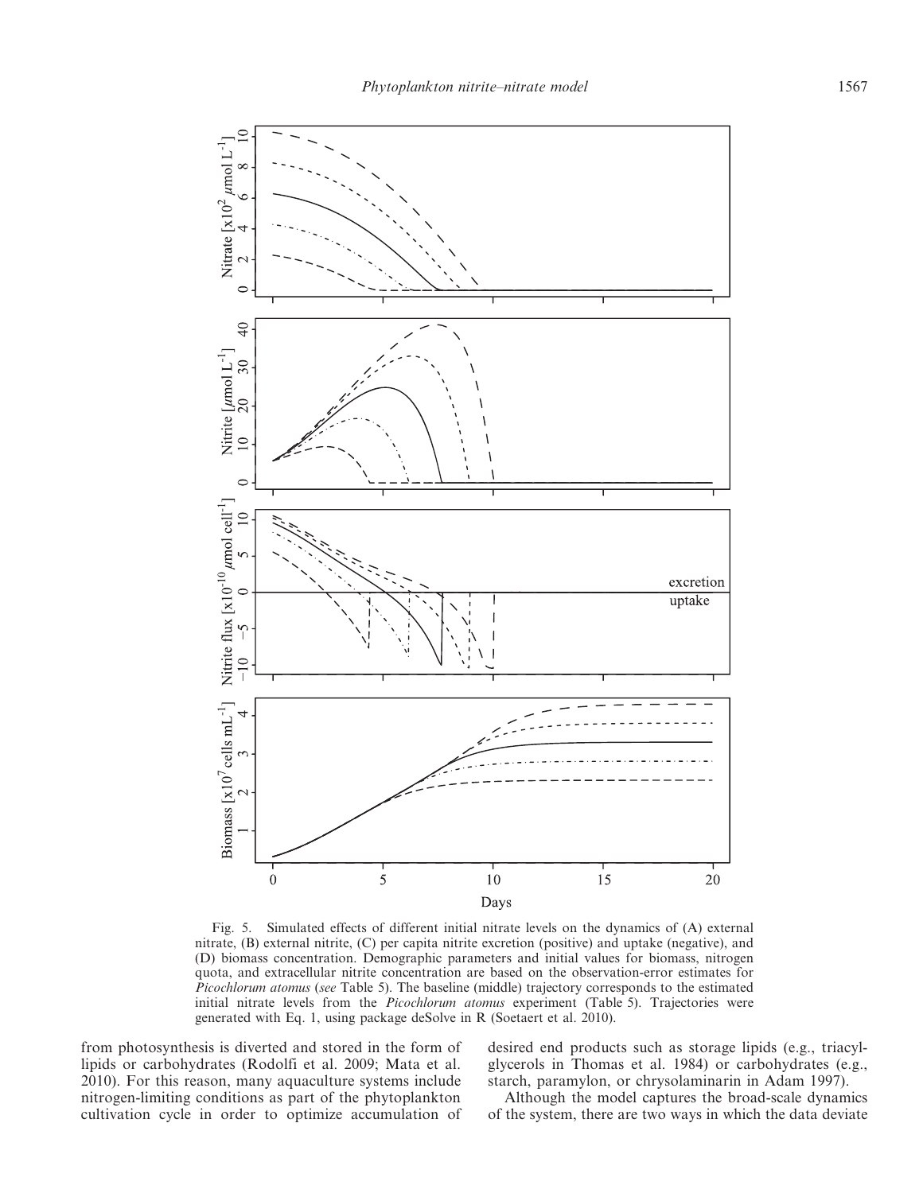Fig. 5. Simulated effects of different initial nitrate levels on the dynamics of (A) external nitrate, (B) external nitrite, (C) per capita nitrite excretion (positive) and uptake (negative), and (D) biomass concentration. Demographic parameters and initial values for biomass, nitrogen quota, and extracellular nitrite concentration are based on the observation-error estimates for *Picochlorum atomus* (*see* Table 5). The baseline (middle) trajectory corresponds to the estimated initial nitrate levels from the *Picochlorum atomus* experiment (Table 5). Trajectories were generated with Eq. 1, using package deSolve in R (Soetaert et al. 2010).

from photosynthesis is diverted and stored in the form of lipids or carbohydrates (Rodolfi et al. 2009; Mata et al. 2010). For this reason, many aquaculture systems include nitrogen-limiting conditions as part of the phytoplankton cultivation cycle in order to optimize accumulation of desired end products such as storage lipids (e.g., triacylglycerols in Thomas et al. 1984) or carbohydrates (e.g., starch, paramylon, or chrysolaminarin in Adam 1997).

Although the model captures the broad-scale dynamics of the system, there are two ways in which the data deviate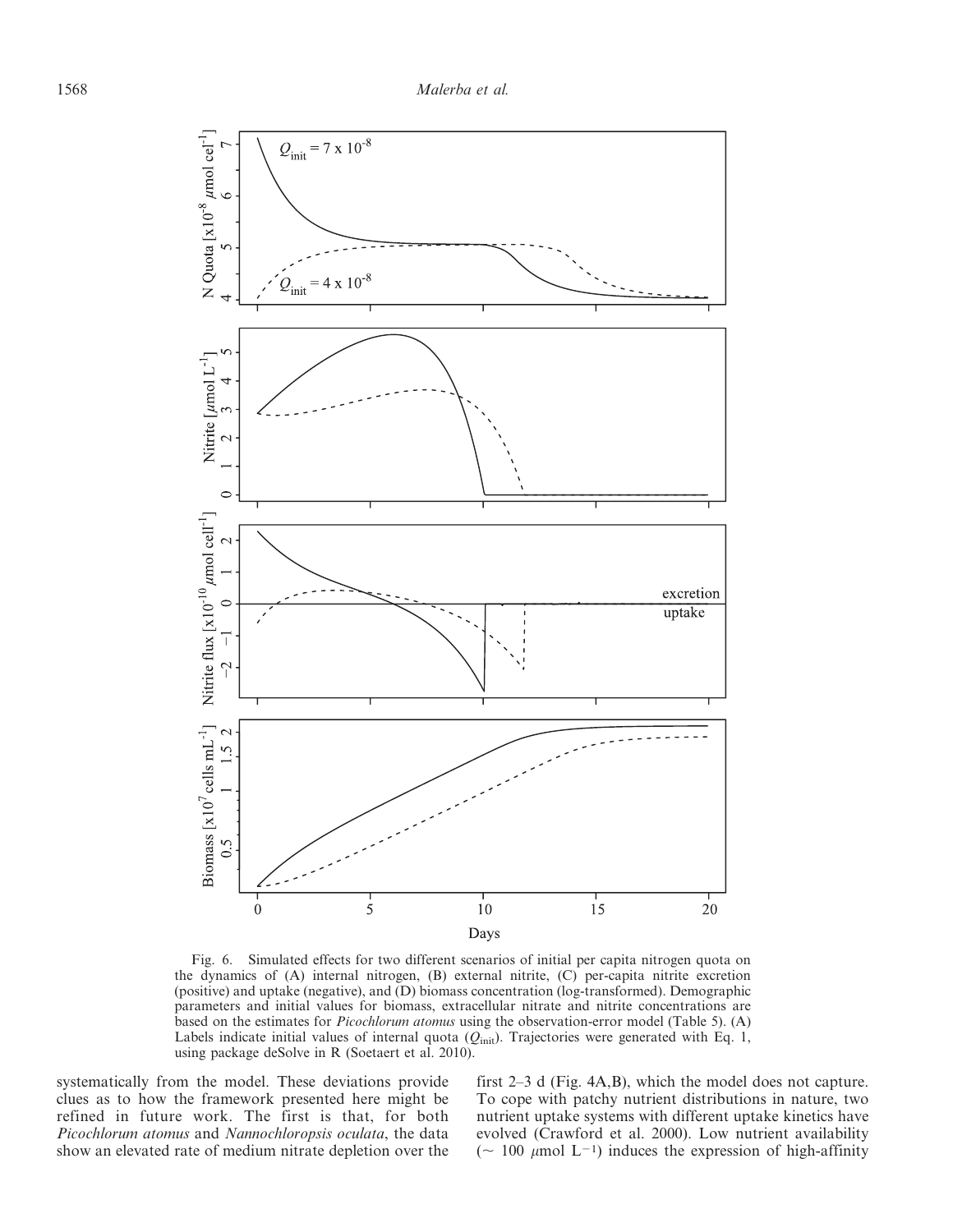Fig. 6. Simulated effects for two different scenarios of initial per capita nitrogen quota on the dynamics of (A) internal nitrogen, (B) external nitrite, (C) per-capita nitrite excretion (positive) and uptake (negative), and (D) biomass concentration (log-transformed). Demographic parameters and initial values for biomass, extracellular nitrate and nitrite concentrations are based on the estimates for *Picochlorum atomus* using the observation-error model (Table 5). (A) Labels indicate initial values of internal quota ($Q_{\text{init}}$). Trajectories were generated with Eq. 1, using package deSolve in R (Soetaert et al. 2010).

systematically from the model. These deviations provide clues as to how the framework presented here might be refined in future work. The first is that, for both *Picochlorum atomus* and *Nannochloropsis oculata*, the data show an elevated rate of medium nitrate depletion over the first 2–3 d (Fig. 4A,B), which the model does not capture. To cope with patchy nutrient distributions in nature, two nutrient uptake systems with different uptake kinetics have evolved (Crawford et al. 2000). Low nutrient availability ($\sim$ 100 $\mu$mol L$^{-1}$) induces the expression of high-affinity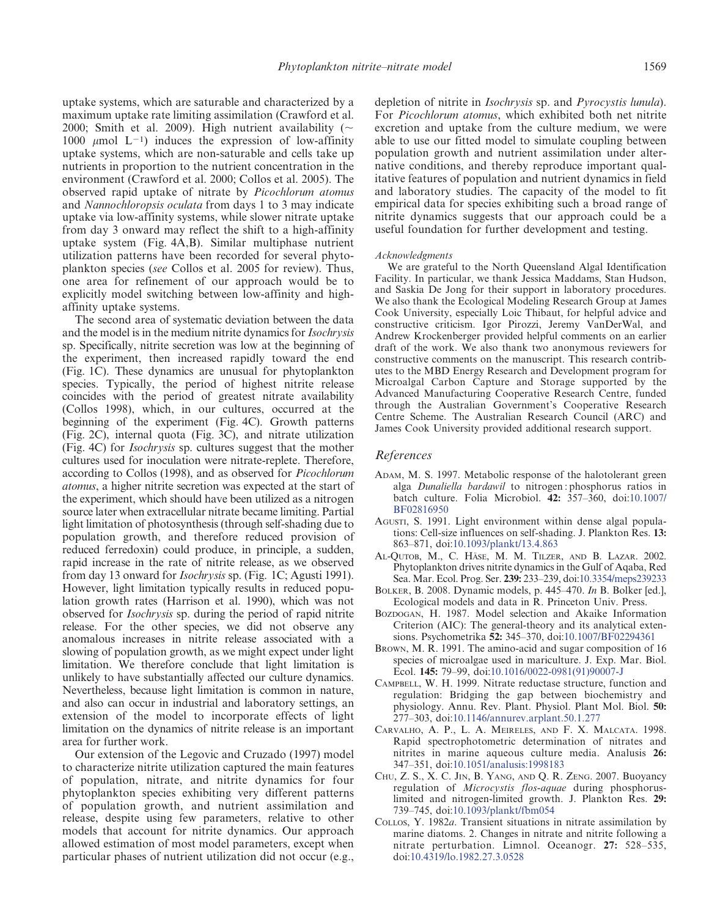uptake systems, which are saturable and characterized by a maximum uptake rate limiting assimilation (Crawford et al. 2000; Smith et al. 2009). High nutrient availability ($\sim$ 1000 $\mu$mol $L^{-1}$) induces the expression of low-affinity uptake systems, which are non-saturable and cells take up nutrients in proportion to the nutrient concentration in the environment (Crawford et al. 2000; Collos et al. 2005). The observed rapid uptake of nitrate by *Picochlorum atomus* and *Nannochloropsis oculata* from days 1 to 3 may indicate uptake via low-affinity systems, while slower nitrate uptake from day 3 onward may reflect the shift to a high-affinity uptake system (Fig. 4A,B). Similar multiphase nutrient utilization patterns have been recorded for several phytoplankton species (*see* Collos et al. 2005 for review). Thus, one area for refinement of our approach would be to explicitly model switching between low-affinity and high-affinity uptake systems.

The second area of systematic deviation between the data and the model is in the medium nitrite dynamics for *Isochrysis* sp. Specifically, nitrite secretion was low at the beginning of the experiment, then increased rapidly toward the end (Fig. 1C). These dynamics are unusual for phytoplankton species. Typically, the period of highest nitrite release coincides with the period of greatest nitrate availability (Collos 1998), which, in our cultures, occurred at the beginning of the experiment (Fig. 4C). Growth patterns (Fig. 2C), internal quota (Fig. 3C), and nitrate utilization (Fig. 4C) for *Isochrysis* sp. cultures suggest that the mother cultures used for inoculation were nitrate-replete. Therefore, according to Collos (1998), and as observed for *Picochlorum atomus*, a higher nitrite secretion was expected at the start of the experiment, which should have been utilized as a nitrogen source later when extracellular nitrate became limiting. Partial light limitation of photosynthesis (through self-shading due to population growth, and therefore reduced provision of reduced ferredoxin) could produce, in principle, a sudden, rapid increase in the rate of nitrite release, as we observed from day 13 onward for *Isochrysis* sp. (Fig. 1C; Agusti 1991). However, light limitation typically results in reduced population growth rates (Harrison et al. 1990), which was not observed for *Isochrysis* sp. during the period of rapid nitrite release. For the other species, we did not observe any anomalous increases in nitrite release associated with a slowing of population growth, as we might expect under light limitation. We therefore conclude that light limitation is unlikely to have substantially affected our culture dynamics. Nevertheless, because light limitation is common in nature, and also can occur in industrial and laboratory settings, an extension of the model to incorporate effects of light limitation on the dynamics of nitrite release is an important area for further work.

Our extension of the Legovic and Cruzado (1997) model to characterize nitrite utilization captured the main features of population, nitrate, and nitrite dynamics for four phytoplankton species exhibiting very different patterns of population growth, and nutrient assimilation and release, despite using few parameters, relative to other models that account for nitrite dynamics. Our approach allowed estimation of most model parameters, except when particular phases of nutrient utilization did not occur (e.g., depletion of nitrite in *Isochrysis* sp. and *Pyrocystis lunula*). For *Picochlorum atomus*, which exhibited both net nitrite excretion and uptake from the culture medium, we were able to use our fitted model to simulate coupling between population growth and nutrient assimilation under alternative conditions, and thereby reproduce important qualitative features of population and nutrient dynamics in field and laboratory studies. The capacity of the model to fit empirical data for species exhibiting such a broad range of nitrite dynamics suggests that our approach could be a useful foundation for further development and testing.

*Acknowledgments*

We are grateful to the North Queensland Algal Identification Facility. In particular, we thank Jessica Maddams, Stan Hudson, and Saskia De Jong for their support in laboratory procedures. We also thank the Ecological Modeling Research Group at James Cook University, especially Loic Thibaut, for helpful advice and constructive criticism. Igor Pirozzi, Jeremy VanDerWal, and Andrew Krockenberger provided helpful comments on an earlier draft of the work. We also thank two anonymous reviewers for constructive comments on the manuscript. This research contributes to the MBD Energy Research and Development program for Microalgal Carbon Capture and Storage supported by the Advanced Manufacturing Cooperative Research Centre, funded through the Australian Government's Cooperative Research Centre Scheme. The Australian Research Council (ARC) and James Cook University provided additional research support.

## References

Adam, M. S. 1997. Metabolic response of the halotolerant green alga *Dunaliella bardawil* to nitrogen : phosphorus ratios in batch culture. Folia Microbiol. **42:** 357–360, doi:10.1007/BF02816950

Agusti, S. 1991. Light environment within dense algal populations: Cell-size influences on self-shading. J. Plankton Res. **13:** 863–871, doi:10.1093/plankt/13.4.863

Al-Qutob, M., C. Häse, M. M. Tilzer, and B. Lazar. 2002. Phytoplankton drives nitrite dynamics in the Gulf of Aqaba, Red Sea. Mar. Ecol. Prog. Ser. **239:** 233–239, doi:10.3354/meps239233

Bolker, B. 2008. Dynamic models, p. 445–470. *In* B. Bolker [ed.], Ecological models and data in R. Princeton Univ. Press.

Bozdogan, H. 1987. Model selection and Akaike Information Criterion (AIC): The general-theory and its analytical extensions. Psychometrika **52:** 345–370, doi:10.1007/BF02294361

Brown, M. R. 1991. The amino-acid and sugar composition of 16 species of microalgae used in mariculture. J. Exp. Mar. Biol. Ecol. **145:** 79–99, doi:10.1016/0022-0981(91)90007-J

Campbell, W. H. 1999. Nitrate reductase structure, function and regulation: Bridging the gap between biochemistry and physiology. Annu. Rev. Plant. Physiol. Plant Mol. Biol. **50:** 277–303, doi:10.1146/annurev.arplant.50.1.277

Carvalho, A. P., L. A. Meireles, and F. X. Malcata. 1998. Rapid spectrophotometric determination of nitrates and nitrites in marine aqueous culture media. Analusis **26:** 347–351, doi:10.1051/analusis:1998183

Chu, Z. S., X. C. Jin, B. Yang, and Q. R. Zeng. 2007. Buoyancy regulation of *Microcystis flos-aquae* during phosphorus-limited and nitrogen-limited growth. J. Plankton Res. **29:** 739–745, doi:10.1093/plankt/fbm054

Collos, Y. 1982*a*. Transient situations in nitrate assimilation by marine diatoms. 2. Changes in nitrate and nitrite following a nitrate perturbation. Limnol. Oceanogr. **27:** 528–535, doi:10.4319/lo.1982.27.3.0528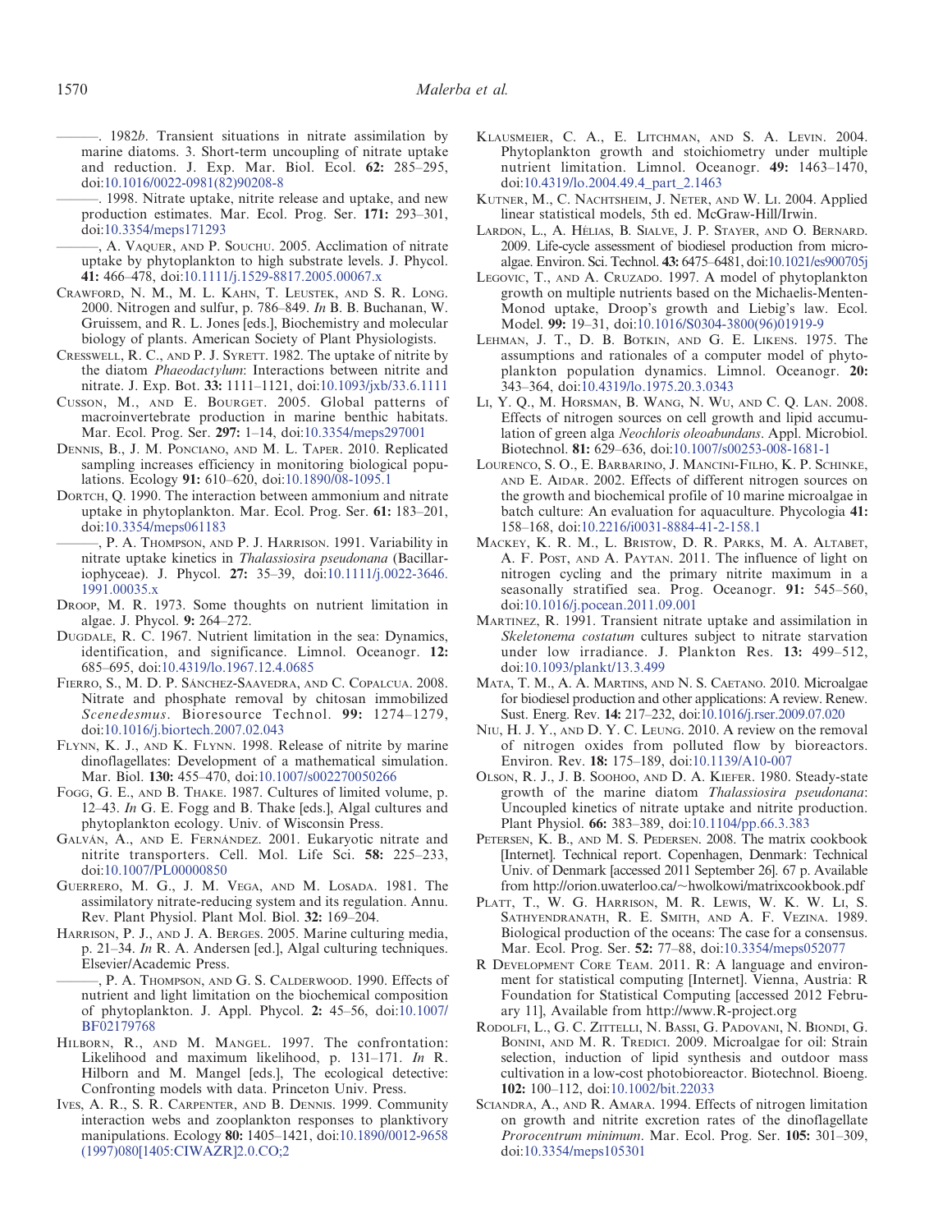———. 1982*b*. Transient situations in nitrate assimilation by marine diatoms. 3. Short-term uncoupling of nitrate uptake and reduction. J. Exp. Mar. Biol. Ecol. **62:** 285–295, doi:10.1016/0022-0981(82)90208-8

———. 1998. Nitrate uptake, nitrite release and uptake, and new production estimates. Mar. Ecol. Prog. Ser. **171:** 293–301, doi:10.3354/meps171293

———, A. Vaquer, and P. Souchu. 2005. Acclimation of nitrate uptake by phytoplankton to high substrate levels. J. Phycol. **41:** 466–478, doi:10.1111/j.1529-8817.2005.00067.x

Crawford, N. M., M. L. Kahn, T. Leustek, and S. R. Long. 2000. Nitrogen and sulfur, p. 786–849. *In* B. B. Buchanan, W. Gruissem, and R. L. Jones [eds.], Biochemistry and molecular biology of plants. American Society of Plant Physiologists.

Cresswell, R. C., and P. J. Syrett. 1982. The uptake of nitrite by the diatom *Phaeodactylum*: Interactions between nitrite and nitrate. J. Exp. Bot. **33:** 1111–1121, doi:10.1093/jxb/33.6.1111

Cusson, M., and E. Bourget. 2005. Global patterns of macroinvertebrate production in marine benthic habitats. Mar. Ecol. Prog. Ser. **297:** 1–14, doi:10.3354/meps297001

Dennis, B., J. M. Ponciano, and M. L. Taper. 2010. Replicated sampling increases efficiency in monitoring biological populations. Ecology **91:** 610–620, doi:10.1890/08-1095.1

Dortch, Q. 1990. The interaction between ammonium and nitrate uptake in phytoplankton. Mar. Ecol. Prog. Ser. **61:** 183–201, doi:10.3354/meps061183

———, P. A. Thompson, and P. J. Harrison. 1991. Variability in nitrate uptake kinetics in *Thalassiosira pseudonana* (Bacillariophyceae). J. Phycol. **27:** 35–39, doi:10.1111/j.0022-3646.1991.00035.x

Droop, M. R. 1973. Some thoughts on nutrient limitation in algae. J. Phycol. **9:** 264–272.

Dugdale, R. C. 1967. Nutrient limitation in the sea: Dynamics, identification, and significance. Limnol. Oceanogr. **12:** 685–695, doi:10.4319/lo.1967.12.4.0685

Fierro, S., M. D. P. Sánchez-Saavedra, and C. Copalcua. 2008. Nitrate and phosphate removal by chitosan immobilized *Scenedesmus*. Bioresource Technol. **99:** 1274–1279, doi:10.1016/j.biortech.2007.02.043

Flynn, K. J., and K. Flynn. 1998. Release of nitrite by marine dinoflagellates: Development of a mathematical simulation. Mar. Biol. **130:** 455–470, doi:10.1007/s002270050266

Fogg, G. E., and B. Thake. 1987. Cultures of limited volume, p. 12–43. *In* G. E. Fogg and B. Thake [eds.], Algal cultures and phytoplankton ecology. Univ. of Wisconsin Press.

Galván, A., and E. Fernández. 2001. Eukaryotic nitrate and nitrite transporters. Cell. Mol. Life Sci. **58:** 225–233, doi:10.1007/PL00000850

Guerrero, M. G., J. M. Vega, and M. Losada. 1981. The assimilatory nitrate-reducing system and its regulation. Annu. Rev. Plant Physiol. Plant Mol. Biol. **32:** 169–204.

Harrison, P. J., and J. A. Berges. 2005. Marine culturing media, p. 21–34. *In* R. A. Andersen [ed.], Algal culturing techniques. Elsevier/Academic Press.

———, P. A. Thompson, and G. S. Calderwood. 1990. Effects of nutrient and light limitation on the biochemical composition of phytoplankton. J. Appl. Phycol. **2:** 45–56, doi:10.1007/BF02179768

Hilborn, R., and M. Mangel. 1997. The confrontation: Likelihood and maximum likelihood, p. 131–171. *In* R. Hilborn and M. Mangel [eds.], The ecological detective: Confronting models with data. Princeton Univ. Press.

Ives, A. R., S. R. Carpenter, and B. Dennis. 1999. Community interaction webs and zooplankton responses to planktivory manipulations. Ecology **80:** 1405–1421, doi:10.1890/0012-9658(1997)080[1405:CIWAZR]2.0.CO;2

Klausmeier, C. A., E. Litchman, and S. A. Levin. 2004. Phytoplankton growth and stoichiometry under multiple nutrient limitation. Limnol. Oceanogr. **49:** 1463–1470, doi:10.4319/lo.2004.49.4_part_2.1463

Kutner, M., C. Nachtsheim, J. Neter, and W. Li. 2004. Applied linear statistical models, 5th ed. McGraw-Hill/Irwin.

Lardon, L., A. Hélias, B. Sialve, J. P. Stayer, and O. Bernard. 2009. Life-cycle assessment of biodiesel production from microalgae. Environ. Sci. Technol. **43:** 6475–6481, doi:10.1021/es900705j

Legovic, T., and A. Cruzado. 1997. A model of phytoplankton growth on multiple nutrients based on the Michaelis-Menten-Monod uptake, Droop's growth and Liebig's law. Ecol. Model. **99:** 19–31, doi:10.1016/S0304-3800(96)01919-9

Lehman, J. T., D. B. Botkin, and G. E. Likens. 1975. The assumptions and rationales of a computer model of phytoplankton population dynamics. Limnol. Oceanogr. **20:** 343–364, doi:10.4319/lo.1975.20.3.0343

Li, Y. Q., M. Horsman, B. Wang, N. Wu, and C. Q. Lan. 2008. Effects of nitrogen sources on cell growth and lipid accumulation of green alga *Neochloris oleoabundans*. Appl. Microbiol. Biotechnol. **81:** 629–636, doi:10.1007/s00253-008-1681-1

Lourenco, S. O., E. Barbarino, J. Mancini-Filho, K. P. Schinke, and E. Aidar. 2002. Effects of different nitrogen sources on the growth and biochemical profile of 10 marine microalgae in batch culture: An evaluation for aquaculture. Phycologia **41:** 158–168, doi:10.2216/i0031-8884-41-2-158.1

Mackey, K. R. M., L. Bristow, D. R. Parks, M. A. Altabet, A. F. Post, and A. Paytan. 2011. The influence of light on nitrogen cycling and the primary nitrite maximum in a seasonally stratified sea. Prog. Oceanogr. **91:** 545–560, doi:10.1016/j.pocean.2011.09.001

Martinez, R. 1991. Transient nitrate uptake and assimilation in *Skeletonema costatum* cultures subject to nitrate starvation under low irradiance. J. Plankton Res. **13:** 499–512, doi:10.1093/plankt/13.3.499

Mata, T. M., A. A. Martins, and N. S. Caetano. 2010. Microalgae for biodiesel production and other applications: A review. Renew. Sust. Energ. Rev. **14:** 217–232, doi:10.1016/j.rser.2009.07.020

Niu, H. J. Y., and D. Y. C. Leung. 2010. A review on the removal of nitrogen oxides from polluted flow by bioreactors. Environ. Rev. **18:** 175–189, doi:10.1139/A10-007

Olson, R. J., J. B. Soohoo, and D. A. Kiefer. 1980. Steady-state growth of the marine diatom *Thalassiosira pseudonana*: Uncoupled kinetics of nitrate uptake and nitrite production. Plant Physiol. **66:** 383–389, doi:10.1104/pp.66.3.383

Petersen, K. B., and M. S. Pedersen. 2008. The matrix cookbook [Internet]. Technical report. Copenhagen, Denmark: Technical Univ. of Denmark [accessed 2011 September 26]. 67 p. Available from http://orion.uwaterloo.ca/~hwolkowi/matrixcookbook.pdf

Platt, T., W. G. Harrison, M. R. Lewis, W. K. W. Li, S. Sathyendranath, R. E. Smith, and A. F. Vezina. 1989. Biological production of the oceans: The case for a consensus. Mar. Ecol. Prog. Ser. **52:** 77–88, doi:10.3354/meps052077

R Development Core Team. 2011. R: A language and environment for statistical computing [Internet]. Vienna, Austria: R Foundation for Statistical Computing [accessed 2012 February 11], Available from http://www.R-project.org

Rodolfi, L., G. C. Zittelli, N. Bassi, G. Padovani, N. Biondi, G. Bonini, and M. R. Tredici. 2009. Microalgae for oil: Strain selection, induction of lipid synthesis and outdoor mass cultivation in a low-cost photobioreactor. Biotechnol. Bioeng. **102:** 100–112, doi:10.1002/bit.22033

Sciandra, A., and R. Amara. 1994. Effects of nitrogen limitation on growth and nitrite excretion rates of the dinoflagellate *Prorocentrum minimum*. Mar. Ecol. Prog. Ser. **105:** 301–309, doi:10.3354/meps105301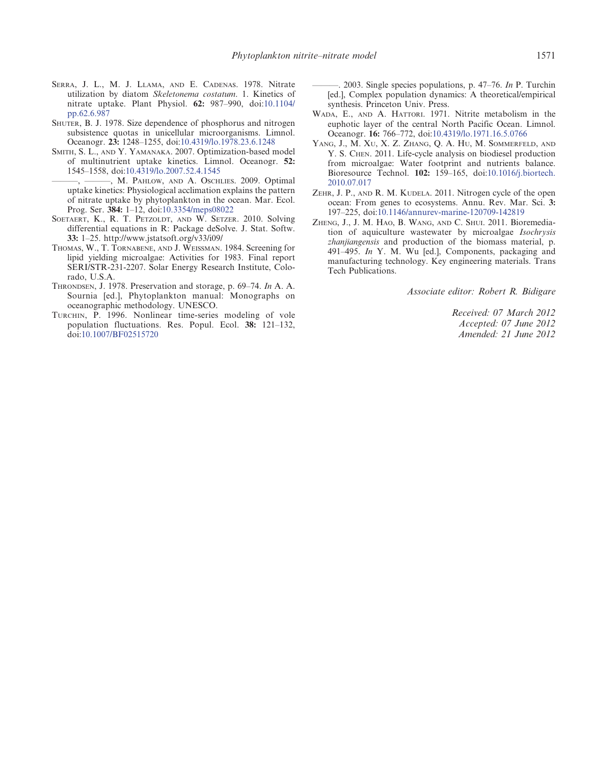Serra, J. L., M. J. Llama, and E. Cadenas. 1978. Nitrate utilization by diatom *Skeletonema costatum*. 1. Kinetics of nitrate uptake. Plant Physiol. **62:** 987–990, doi:10.1104/pp.62.6.987

Shuter, B. J. 1978. Size dependence of phosphorus and nitrogen subsistence quotas in unicellular microorganisms. Limnol. Oceanogr. **23:** 1248–1255, doi:10.4319/lo.1978.23.6.1248

Smith, S. L., and Y. Yamanaka. 2007. Optimization-based model of multinutrient uptake kinetics. Limnol. Oceanogr. **52:** 1545–1558, doi:10.4319/lo.2007.52.4.1545

———, ———, M. Pahlow, and A. Oschlies. 2009. Optimal uptake kinetics: Physiological acclimation explains the pattern of nitrate uptake by phytoplankton in the ocean. Mar. Ecol. Prog. Ser. **384:** 1–12, doi:10.3354/meps08022

Soetaert, K., R. T. Petzoldt, and W. Setzer. 2010. Solving differential equations in R: Package deSolve. J. Stat. Softw. **33:** 1–25. http://www.jstatsoft.org/v33/i09/

Thomas, W., T. Tornabene, and J. Weissman. 1984. Screening for lipid yielding microalgae: Activities for 1983. Final report SERI/STR-231-2207. Solar Energy Research Institute, Colorado, U.S.A.

Throndsen, J. 1978. Preservation and storage, p. 69–74. *In* A. A. Sournia [ed.], Phytoplankton manual: Monographs on oceanographic methodology. UNESCO.

Turchin, P. 1996. Nonlinear time-series modeling of vole population fluctuations. Res. Popul. Ecol. **38:** 121–132, doi:10.1007/BF02515720

———. 2003. Single species populations, p. 47–76. *In* P. Turchin [ed.], Complex population dynamics: A theoretical/empirical synthesis. Princeton Univ. Press.

Wada, E., and A. Hattori. 1971. Nitrite metabolism in the euphotic layer of the central North Pacific Ocean. Limnol. Oceanogr. **16:** 766–772, doi:10.4319/lo.1971.16.5.0766

Yang, J., M. Xu, X. Z. Zhang, Q. A. Hu, M. Sommerfeld, and Y. S. Chen. 2011. Life-cycle analysis on biodiesel production from microalgae: Water footprint and nutrients balance. Bioresource Technol. **102:** 159–165, doi:10.1016/j.biortech.2010.07.017

Zehr, J. P., and R. M. Kudela. 2011. Nitrogen cycle of the open ocean: From genes to ecosystems. Annu. Rev. Mar. Sci. **3:** 197–225, doi:10.1146/annurev-marine-120709-142819

Zheng, J., J. M. Hao, B. Wang, and C. Shui. 2011. Bioremediation of aquiculture wastewater by microalgae *Isochrysis zhanjiangensis* and production of the biomass material, p. 491–495. *In* Y. M. Wu [ed.], Components, packaging and manufacturing technology. Key engineering materials. Trans Tech Publications.

*Associate editor: Robert R. Bidigare*

*Received: 07 March 2012*
*Accepted: 07 June 2012*
*Amended: 21 June 2012*